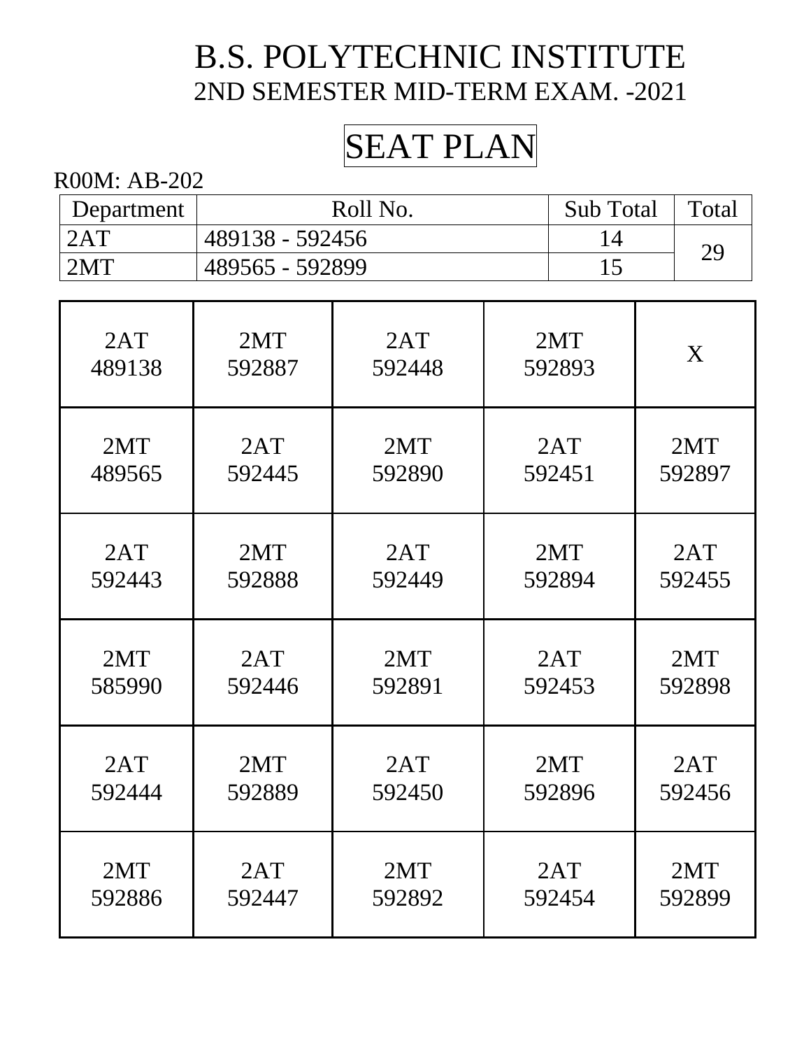# B.S. POLYTECHNIC INSTITUTE

## 2ND SEMESTER MID-TERM EXAM. -2021

## SEAT PLAN

R00M: AB-202

| Department | Roll No. | Sub Total | Total |
|---|---|---|---|
| 2AT | 489138 - 592456 | 14 | 29 |
| 2MT | 489565 - 592899 | 15 | |

| | | | | |
|---|---|---|---|---|
| 2AT 489138 | 2MT 592887 | 2AT 592448 | 2MT 592893 | X |
| 2MT 489565 | 2AT 592445 | 2MT 592890 | 2AT 592451 | 2MT 592897 |
| 2AT 592443 | 2MT 592888 | 2AT 592449 | 2MT 592894 | 2AT 592455 |
| 2MT 585990 | 2AT 592446 | 2MT 592891 | 2AT 592453 | 2MT 592898 |
| 2AT 592444 | 2MT 592889 | 2AT 592450 | 2MT 592896 | 2AT 592456 |
| 2MT 592886 | 2AT 592447 | 2MT 592892 | 2AT 592454 | 2MT 592899 |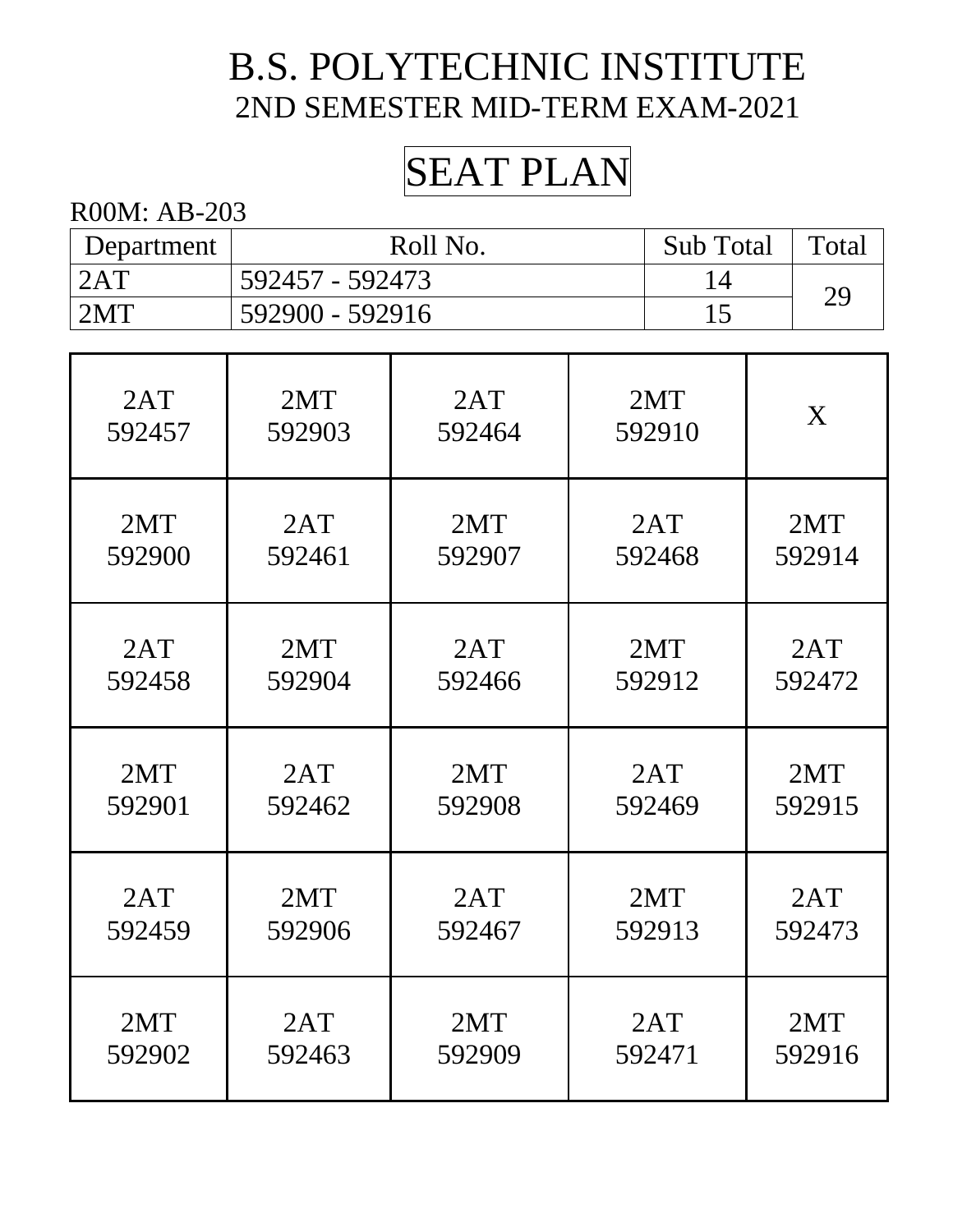# B.S. POLYTECHNIC INSTITUTE

## 2ND SEMESTER MID-TERM EXAM-2021

## SEAT PLAN

R00M: AB-203

| Department | Roll No. | Sub Total | Total |
|---|---|---|---|
| 2AT | 592457 - 592473 | 14 | 29 |
| 2MT | 592900 - 592916 | 15 | |

| | | | | |
|---|---|---|---|---|
| 2AT 592457 | 2MT 592903 | 2AT 592464 | 2MT 592910 | X |
| 2MT 592900 | 2AT 592461 | 2MT 592907 | 2AT 592468 | 2MT 592914 |
| 2AT 592458 | 2MT 592904 | 2AT 592466 | 2MT 592912 | 2AT 592472 |
| 2MT 592901 | 2AT 592462 | 2MT 592908 | 2AT 592469 | 2MT 592915 |
| 2AT 592459 | 2MT 592906 | 2AT 592467 | 2MT 592913 | 2AT 592473 |
| 2MT 592902 | 2AT 592463 | 2MT 592909 | 2AT 592471 | 2MT 592916 |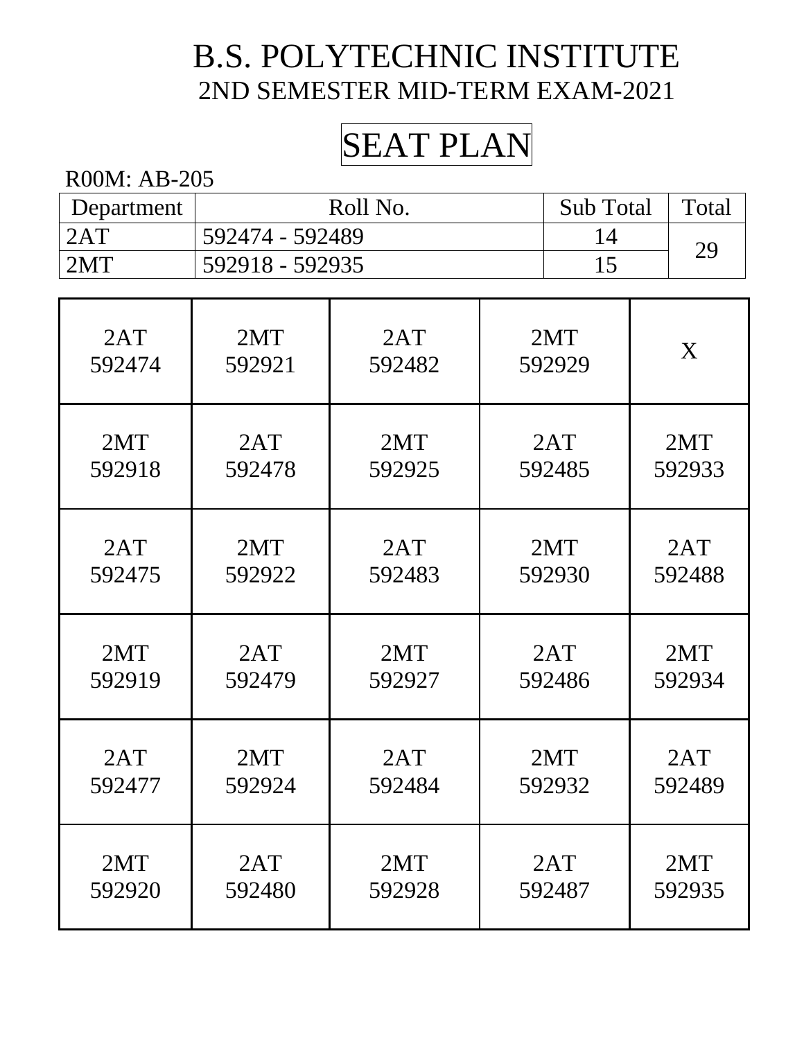# B.S. POLYTECHNIC INSTITUTE

## 2ND SEMESTER MID-TERM EXAM-2021

## SEAT PLAN

R00M: AB-205

| Department | Roll No. | Sub Total | Total |
|---|---|---|---|
| 2AT | 592474 - 592489 | 14 | 29 |
| 2MT | 592918 - 592935 | 15 | |

| | | | | |
|---|---|---|---|---|
| 2AT 592474 | 2MT 592921 | 2AT 592482 | 2MT 592929 | X |
| 2MT 592918 | 2AT 592478 | 2MT 592925 | 2AT 592485 | 2MT 592933 |
| 2AT 592475 | 2MT 592922 | 2AT 592483 | 2MT 592930 | 2AT 592488 |
| 2MT 592919 | 2AT 592479 | 2MT 592927 | 2AT 592486 | 2MT 592934 |
| 2AT 592477 | 2MT 592924 | 2AT 592484 | 2MT 592932 | 2AT 592489 |
| 2MT 592920 | 2AT 592480 | 2MT 592928 | 2AT 592487 | 2MT 592935 |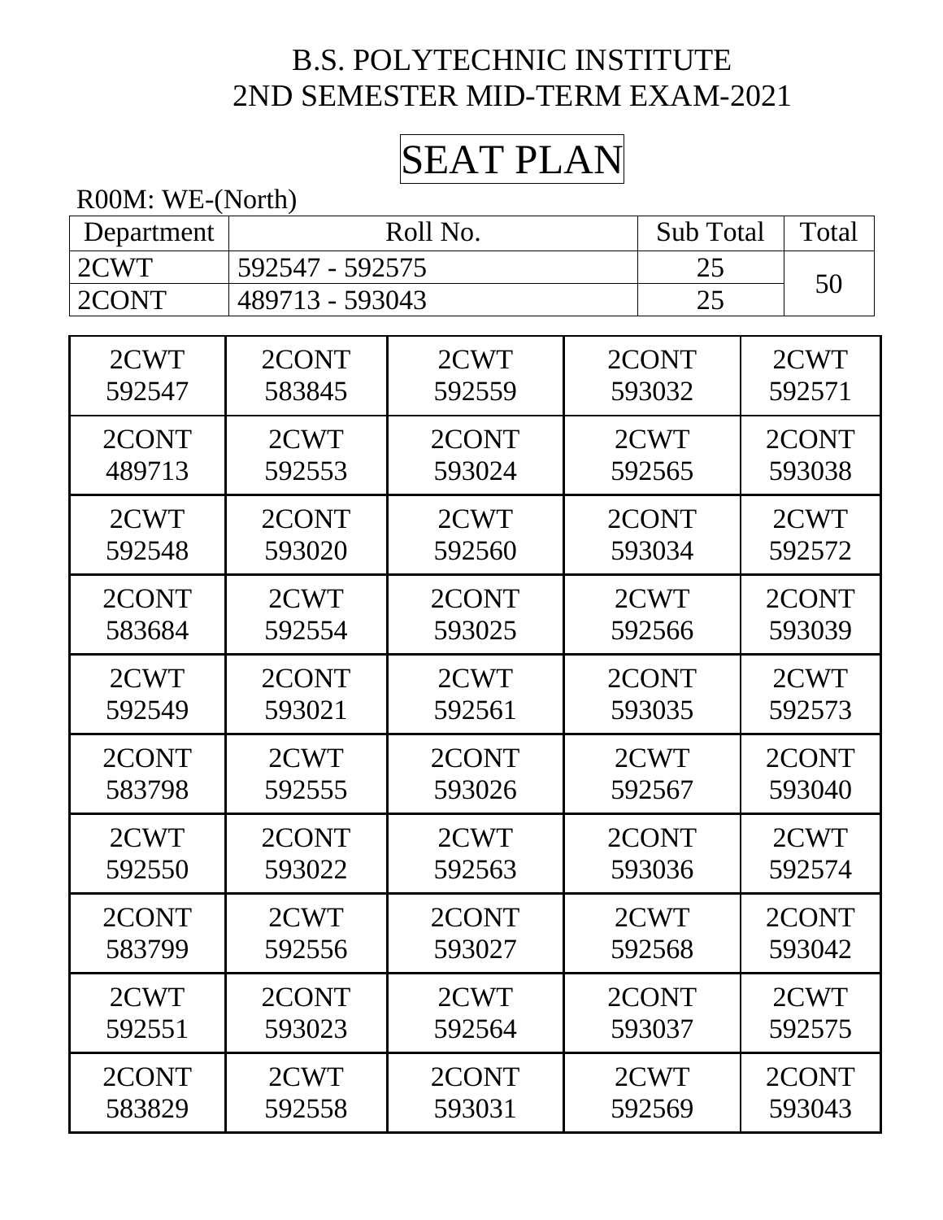# B.S. POLYTECHNIC INSTITUTE
## 2ND SEMESTER MID-TERM EXAM-2021

## SEAT PLAN

R00M: WE-(North)

| Department | Roll No. | Sub Total | Total |
|---|---|---|---|
| 2CWT | 592547 - 592575 | 25 | 50 |
| 2CONT | 489713 - 593043 | 25 | |

| | | | | |
|---|---|---|---|---|
| 2CWT 592547 | 2CONT 583845 | 2CWT 592559 | 2CONT 593032 | 2CWT 592571 |
| 2CONT 489713 | 2CWT 592553 | 2CONT 593024 | 2CWT 592565 | 2CONT 593038 |
| 2CWT 592548 | 2CONT 593020 | 2CWT 592560 | 2CONT 593034 | 2CWT 592572 |
| 2CONT 583684 | 2CWT 592554 | 2CONT 593025 | 2CWT 592566 | 2CONT 593039 |
| 2CWT 592549 | 2CONT 593021 | 2CWT 592561 | 2CONT 593035 | 2CWT 592573 |
| 2CONT 583798 | 2CWT 592555 | 2CONT 593026 | 2CWT 592567 | 2CONT 593040 |
| 2CWT 592550 | 2CONT 593022 | 2CWT 592563 | 2CONT 593036 | 2CWT 592574 |
| 2CONT 583799 | 2CWT 592556 | 2CONT 593027 | 2CWT 592568 | 2CONT 593042 |
| 2CWT 592551 | 2CONT 593023 | 2CWT 592564 | 2CONT 593037 | 2CWT 592575 |
| 2CONT 583829 | 2CWT 592558 | 2CONT 593031 | 2CWT 592569 | 2CONT 593043 |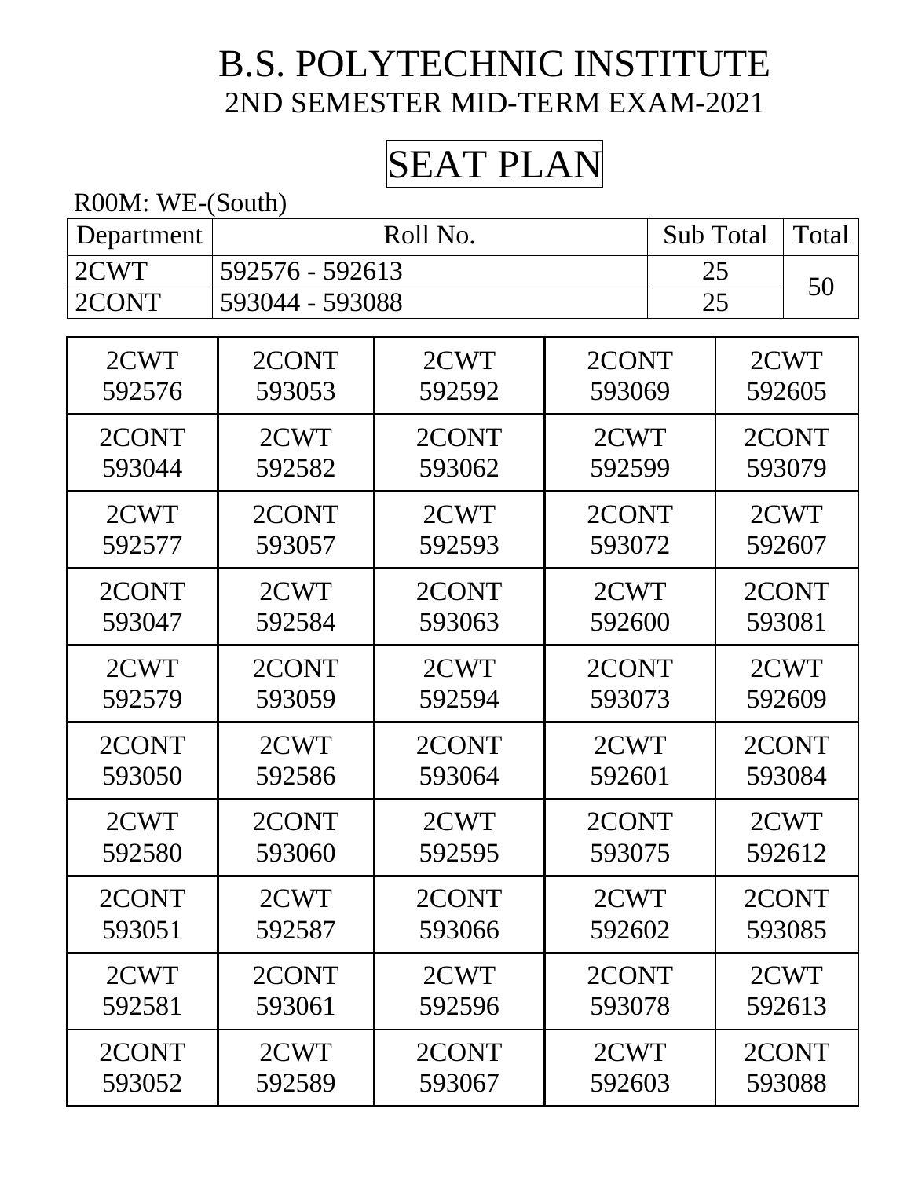# B.S. POLYTECHNIC INSTITUTE

## 2ND SEMESTER MID-TERM EXAM-2021

## SEAT PLAN

R00M: WE-(South)

| Department | Roll No. | Sub Total | Total |
|---|---|---|---|
| 2CWT | 592576 - 592613 | 25 | 50 |
| 2CONT | 593044 - 593088 | 25 | |

| | | | | |
|---|---|---|---|---|
| 2CWT 592576 | 2CONT 593053 | 2CWT 592592 | 2CONT 593069 | 2CWT 592605 |
| 2CONT 593044 | 2CWT 592582 | 2CONT 593062 | 2CWT 592599 | 2CONT 593079 |
| 2CWT 592577 | 2CONT 593057 | 2CWT 592593 | 2CONT 593072 | 2CWT 592607 |
| 2CONT 593047 | 2CWT 592584 | 2CONT 593063 | 2CWT 592600 | 2CONT 593081 |
| 2CWT 592579 | 2CONT 593059 | 2CWT 592594 | 2CONT 593073 | 2CWT 592609 |
| 2CONT 593050 | 2CWT 592586 | 2CONT 593064 | 2CWT 592601 | 2CONT 593084 |
| 2CWT 592580 | 2CONT 593060 | 2CWT 592595 | 2CONT 593075 | 2CWT 592612 |
| 2CONT 593051 | 2CWT 592587 | 2CONT 593066 | 2CWT 592602 | 2CONT 593085 |
| 2CWT 592581 | 2CONT 593061 | 2CWT 592596 | 2CONT 593078 | 2CWT 592613 |
| 2CONT 593052 | 2CWT 592589 | 2CONT 593067 | 2CWT 592603 | 2CONT 593088 |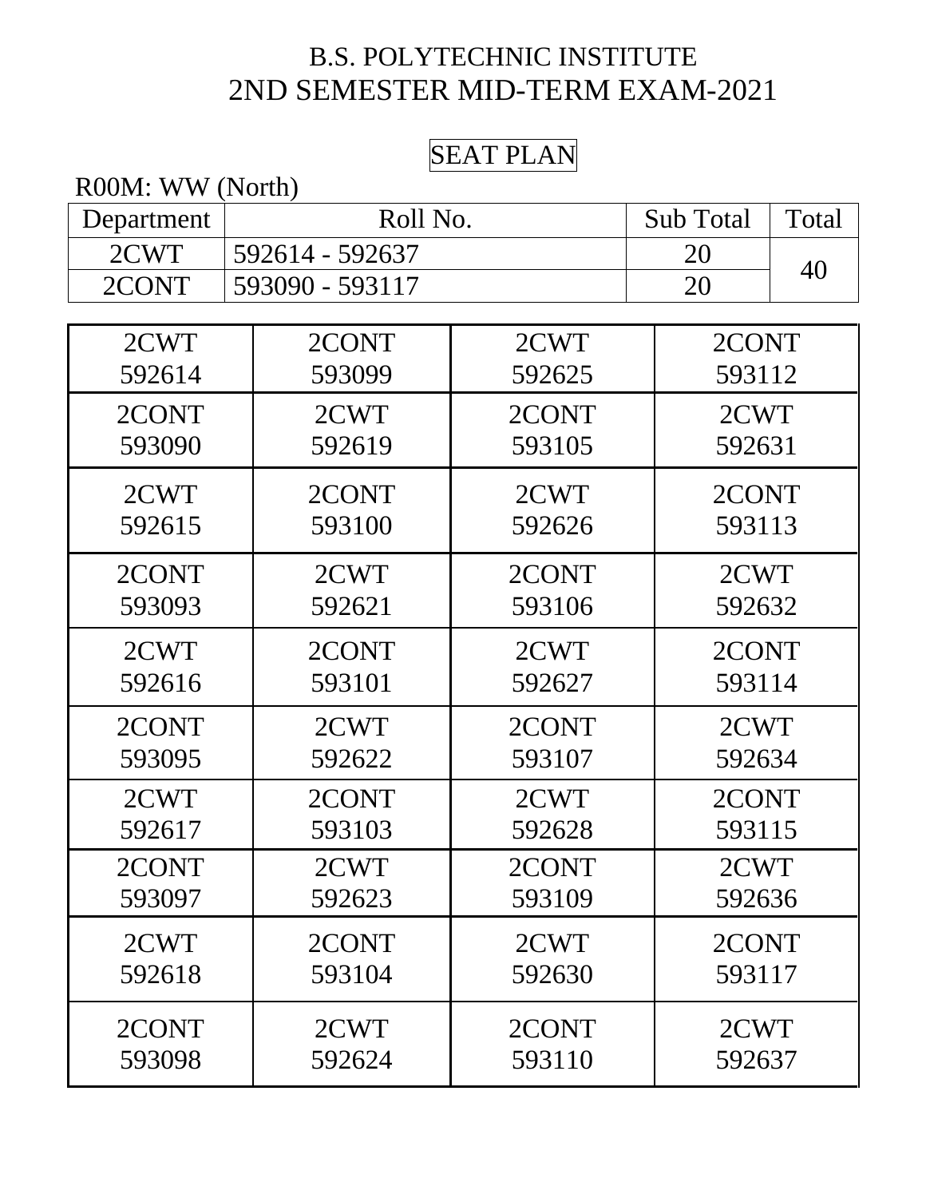# B.S. POLYTECHNIC INSTITUTE
## 2ND SEMESTER MID-TERM EXAM-2021

### SEAT PLAN

R00M: WW (North)

| Department | Roll No. | Sub Total | Total |
|---|---|---|---|
| 2CWT | 592614 - 592637 | 20 | 40 |
| 2CONT | 593090 - 593117 | 20 | |

| | | | |
|---|---|---|---|
| 2CWT 592614 | 2CONT 593099 | 2CWT 592625 | 2CONT 593112 |
| 2CONT 593090 | 2CWT 592619 | 2CONT 593105 | 2CWT 592631 |
| 2CWT 592615 | 2CONT 593100 | 2CWT 592626 | 2CONT 593113 |
| 2CONT 593093 | 2CWT 592621 | 2CONT 593106 | 2CWT 592632 |
| 2CWT 592616 | 2CONT 593101 | 2CWT 592627 | 2CONT 593114 |
| 2CONT 593095 | 2CWT 592622 | 2CONT 593107 | 2CWT 592634 |
| 2CWT 592617 | 2CONT 593103 | 2CWT 592628 | 2CONT 593115 |
| 2CONT 593097 | 2CWT 592623 | 2CONT 593109 | 2CWT 592636 |
| 2CWT 592618 | 2CONT 593104 | 2CWT 592630 | 2CONT 593117 |
| 2CONT 593098 | 2CWT 592624 | 2CONT 593110 | 2CWT 592637 |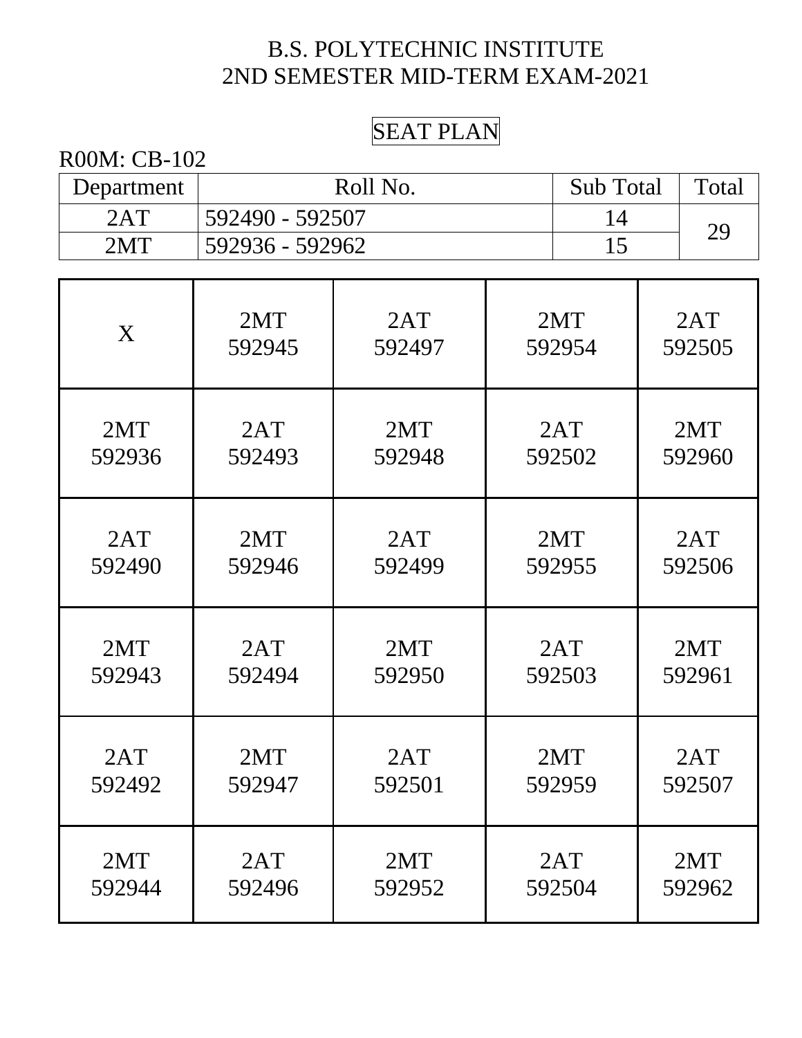B.S. POLYTECHNIC INSTITUTE
2ND SEMESTER MID-TERM EXAM-2021

SEAT PLAN

R00M: CB-102

| Department | Roll No. | Sub Total | Total |
|---|---|---|---|
| 2AT | 592490 - 592507 | 14 | 29 |
| 2MT | 592936 - 592962 | 15 | |

| | | | | |
|---|---|---|---|---|
| X | 2MT 592945 | 2AT 592497 | 2MT 592954 | 2AT 592505 |
| 2MT 592936 | 2AT 592493 | 2MT 592948 | 2AT 592502 | 2MT 592960 |
| 2AT 592490 | 2MT 592946 | 2AT 592499 | 2MT 592955 | 2AT 592506 |
| 2MT 592943 | 2AT 592494 | 2MT 592950 | 2AT 592503 | 2MT 592961 |
| 2AT 592492 | 2MT 592947 | 2AT 592501 | 2MT 592959 | 2AT 592507 |
| 2MT 592944 | 2AT 592496 | 2MT 592952 | 2AT 592504 | 2MT 592962 |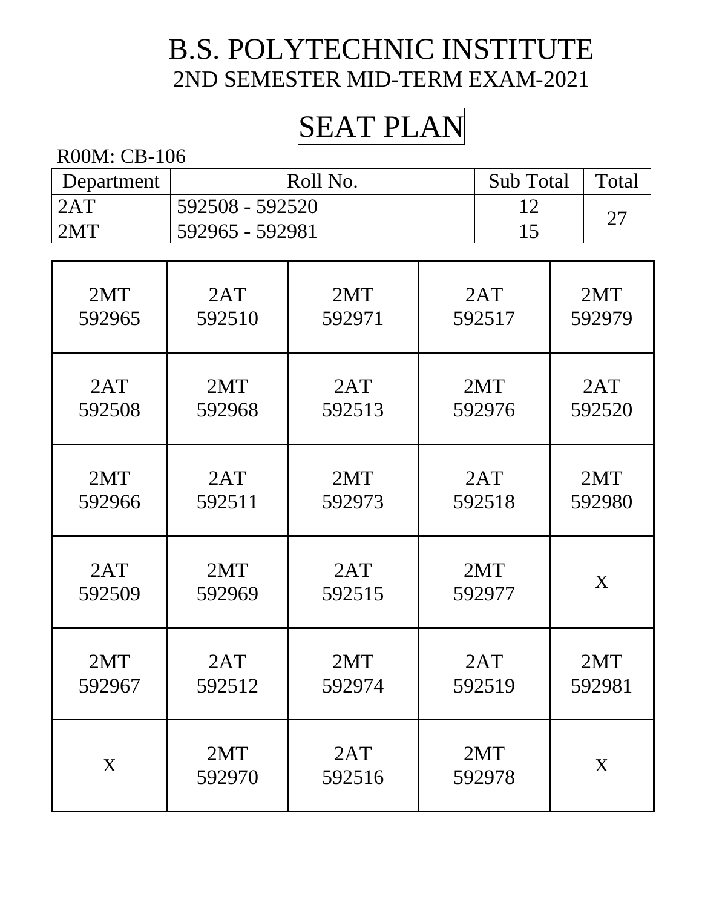# B.S. POLYTECHNIC INSTITUTE

## 2ND SEMESTER MID-TERM EXAM-2021

## SEAT PLAN

R00M: CB-106

| Department | Roll No. | Sub Total | Total |
|---|---|---|---|
| 2AT | 592508 - 592520 | 12 | 27 |
| 2MT | 592965 - 592981 | 15 | |

| | | | | |
|---|---|---|---|---|
| 2MT 592965 | 2AT 592510 | 2MT 592971 | 2AT 592517 | 2MT 592979 |
| 2AT 592508 | 2MT 592968 | 2AT 592513 | 2MT 592976 | 2AT 592520 |
| 2MT 592966 | 2AT 592511 | 2MT 592973 | 2AT 592518 | 2MT 592980 |
| 2AT 592509 | 2MT 592969 | 2AT 592515 | 2MT 592977 | X |
| 2MT 592967 | 2AT 592512 | 2MT 592974 | 2AT 592519 | 2MT 592981 |
| X | 2MT 592970 | 2AT 592516 | 2MT 592978 | X |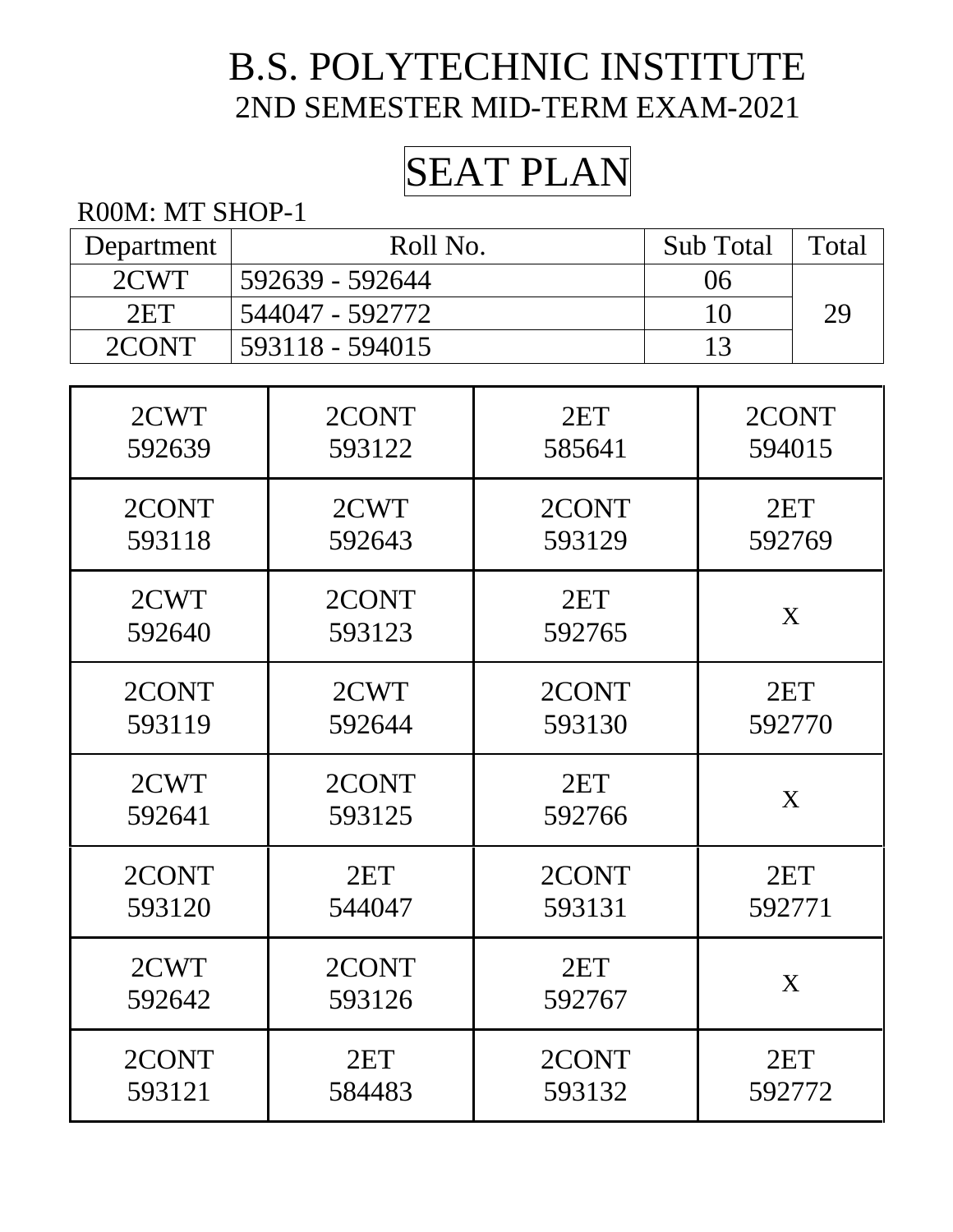# B.S. POLYTECHNIC INSTITUTE

## 2ND SEMESTER MID-TERM EXAM-2021

## SEAT PLAN

R00M: MT SHOP-1

| Department | Roll No. | Sub Total | Total |
|---|---|---|---|
| 2CWT | 592639 - 592644 | 06 | 29 |
| 2ET | 544047 - 592772 | 10 | |
| 2CONT | 593118 - 594015 | 13 | |

| | | | |
|---|---|---|---|
| 2CWT 592639 | 2CONT 593122 | 2ET 585641 | 2CONT 594015 |
| 2CONT 593118 | 2CWT 592643 | 2CONT 593129 | 2ET 592769 |
| 2CWT 592640 | 2CONT 593123 | 2ET 592765 | X |
| 2CONT 593119 | 2CWT 592644 | 2CONT 593130 | 2ET 592770 |
| 2CWT 592641 | 2CONT 593125 | 2ET 592766 | X |
| 2CONT 593120 | 2ET 544047 | 2CONT 593131 | 2ET 592771 |
| 2CWT 592642 | 2CONT 593126 | 2ET 592767 | X |
| 2CONT 593121 | 2ET 584483 | 2CONT 593132 | 2ET 592772 |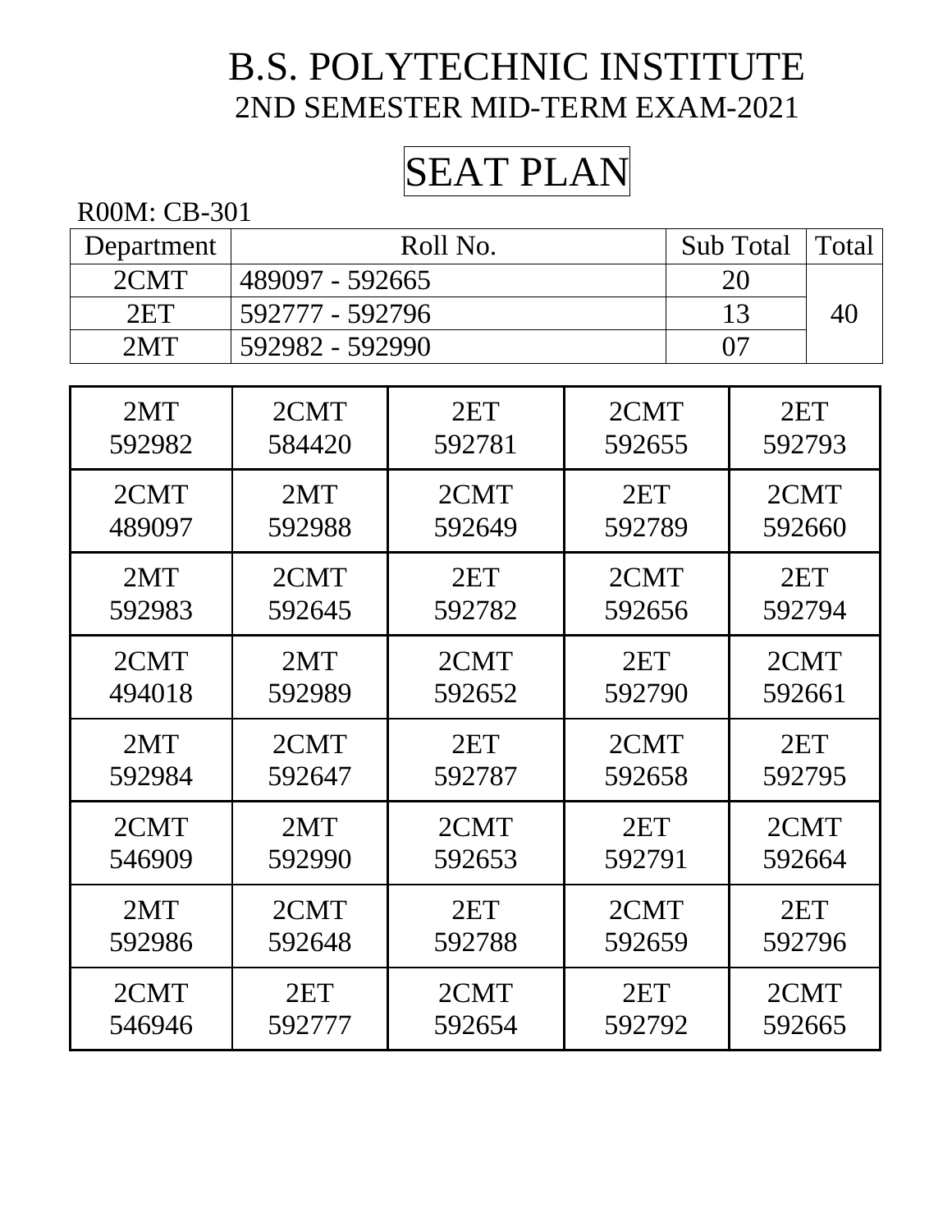# B.S. POLYTECHNIC INSTITUTE

## 2ND SEMESTER MID-TERM EXAM-2021

## SEAT PLAN

R00M: CB-301

| Department | Roll No. | Sub Total | Total |
|---|---|---|---|
| 2CMT | 489097 - 592665 | 20 | 40 |
| 2ET | 592777 - 592796 | 13 | |
| 2MT | 592982 - 592990 | 07 | |

| | | | | |
|---|---|---|---|---|
| 2MT 592982 | 2CMT 584420 | 2ET 592781 | 2CMT 592655 | 2ET 592793 |
| 2CMT 489097 | 2MT 592988 | 2CMT 592649 | 2ET 592789 | 2CMT 592660 |
| 2MT 592983 | 2CMT 592645 | 2ET 592782 | 2CMT 592656 | 2ET 592794 |
| 2CMT 494018 | 2MT 592989 | 2CMT 592652 | 2ET 592790 | 2CMT 592661 |
| 2MT 592984 | 2CMT 592647 | 2ET 592787 | 2CMT 592658 | 2ET 592795 |
| 2CMT 546909 | 2MT 592990 | 2CMT 592653 | 2ET 592791 | 2CMT 592664 |
| 2MT 592986 | 2CMT 592648 | 2ET 592788 | 2CMT 592659 | 2ET 592796 |
| 2CMT 546946 | 2ET 592777 | 2CMT 592654 | 2ET 592792 | 2CMT 592665 |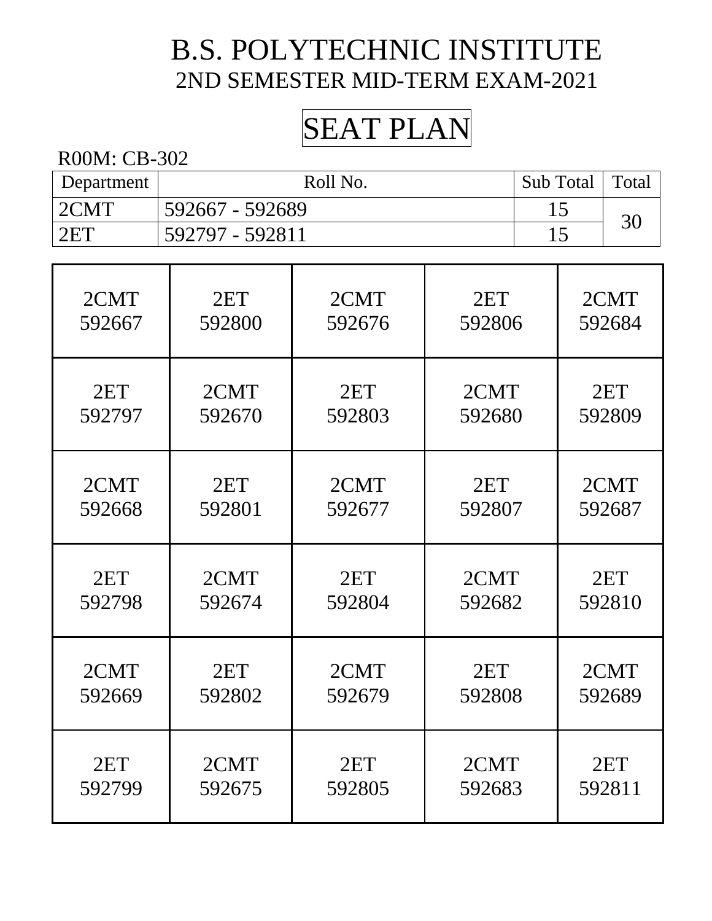# B.S. POLYTECHNIC INSTITUTE

## 2ND SEMESTER MID-TERM EXAM-2021

## SEAT PLAN

R00M: CB-302

| Department | Roll No. | Sub Total | Total |
|---|---|---|---|
| 2CMT | 592667 - 592689 | 15 | 30 |
| 2ET | 592797 - 592811 | 15 | |

| | | | | |
|---|---|---|---|---|
| 2CMT 592667 | 2ET 592800 | 2CMT 592676 | 2ET 592806 | 2CMT 592684 |
| 2ET 592797 | 2CMT 592670 | 2ET 592803 | 2CMT 592680 | 2ET 592809 |
| 2CMT 592668 | 2ET 592801 | 2CMT 592677 | 2ET 592807 | 2CMT 592687 |
| 2ET 592798 | 2CMT 592674 | 2ET 592804 | 2CMT 592682 | 2ET 592810 |
| 2CMT 592669 | 2ET 592802 | 2CMT 592679 | 2ET 592808 | 2CMT 592689 |
| 2ET 592799 | 2CMT 592675 | 2ET 592805 | 2CMT 592683 | 2ET 592811 |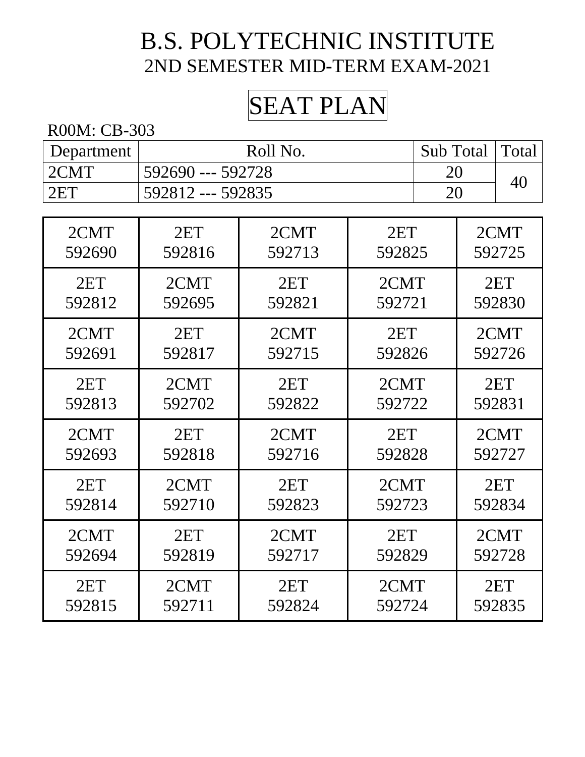# B.S. POLYTECHNIC INSTITUTE

## 2ND SEMESTER MID-TERM EXAM-2021

## SEAT PLAN

R00M: CB-303

| Department | Roll No. | Sub Total | Total |
|---|---|---|---|
| 2CMT | 592690 --- 592728 | 20 | 40 |
| 2ET | 592812 --- 592835 | 20 | |

| | | | | |
|---|---|---|---|---|
| 2CMT 592690 | 2ET 592816 | 2CMT 592713 | 2ET 592825 | 2CMT 592725 |
| 2ET 592812 | 2CMT 592695 | 2ET 592821 | 2CMT 592721 | 2ET 592830 |
| 2CMT 592691 | 2ET 592817 | 2CMT 592715 | 2ET 592826 | 2CMT 592726 |
| 2ET 592813 | 2CMT 592702 | 2ET 592822 | 2CMT 592722 | 2ET 592831 |
| 2CMT 592693 | 2ET 592818 | 2CMT 592716 | 2ET 592828 | 2CMT 592727 |
| 2ET 592814 | 2CMT 592710 | 2ET 592823 | 2CMT 592723 | 2ET 592834 |
| 2CMT 592694 | 2ET 592819 | 2CMT 592717 | 2ET 592829 | 2CMT 592728 |
| 2ET 592815 | 2CMT 592711 | 2ET 592824 | 2CMT 592724 | 2ET 592835 |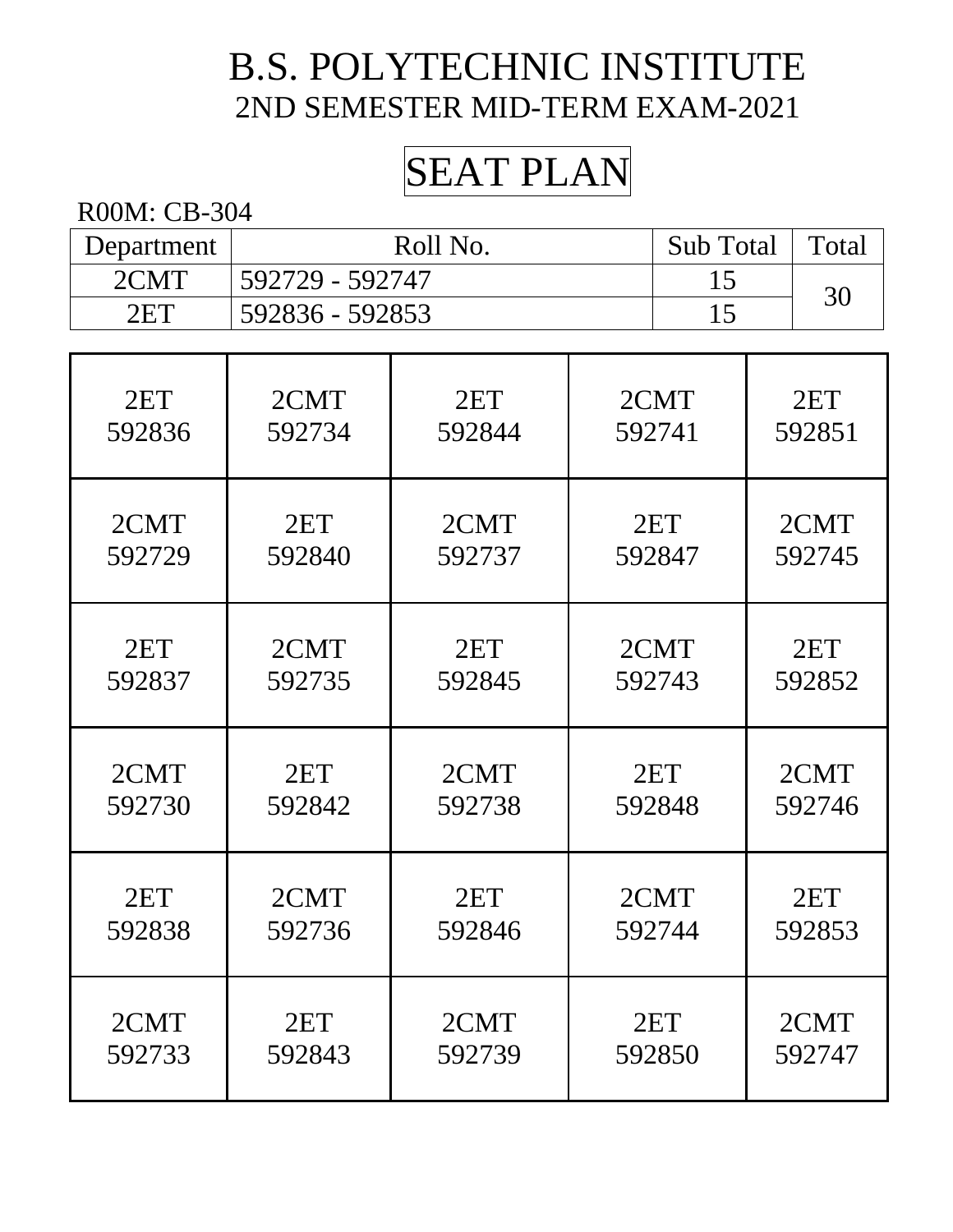# B.S. POLYTECHNIC INSTITUTE

## 2ND SEMESTER MID-TERM EXAM-2021

## SEAT PLAN

R00M: CB-304

| Department | Roll No. | Sub Total | Total |
|---|---|---|---|
| 2CMT | 592729 - 592747 | 15 | 30 |
| 2ET | 592836 - 592853 | 15 | |

| | | | | |
|---|---|---|---|---|
| 2ET 592836 | 2CMT 592734 | 2ET 592844 | 2CMT 592741 | 2ET 592851 |
| 2CMT 592729 | 2ET 592840 | 2CMT 592737 | 2ET 592847 | 2CMT 592745 |
| 2ET 592837 | 2CMT 592735 | 2ET 592845 | 2CMT 592743 | 2ET 592852 |
| 2CMT 592730 | 2ET 592842 | 2CMT 592738 | 2ET 592848 | 2CMT 592746 |
| 2ET 592838 | 2CMT 592736 | 2ET 592846 | 2CMT 592744 | 2ET 592853 |
| 2CMT 592733 | 2ET 592843 | 2CMT 592739 | 2ET 592850 | 2CMT 592747 |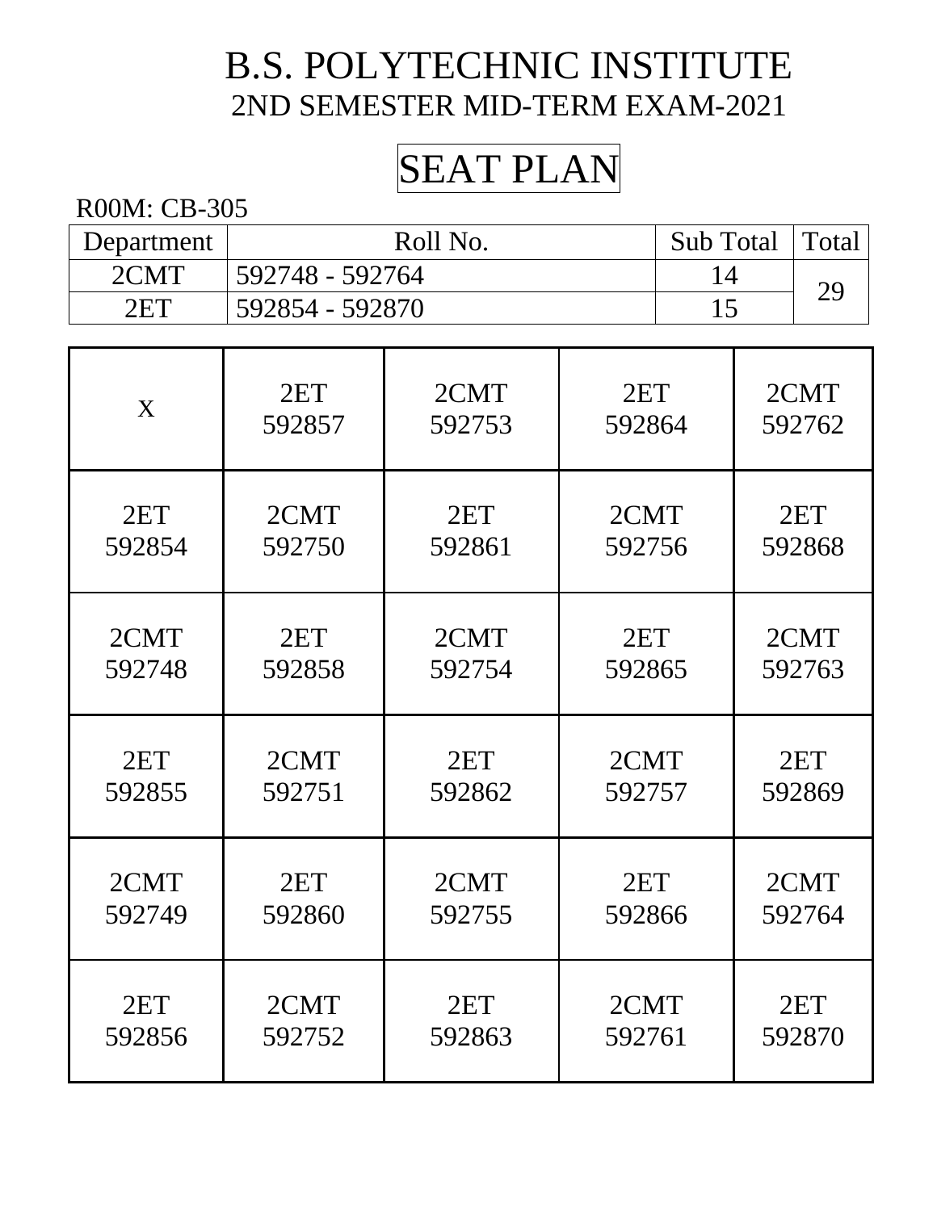# B.S. POLYTECHNIC INSTITUTE

## 2ND SEMESTER MID-TERM EXAM-2021

## SEAT PLAN

R00M: CB-305

| Department | Roll No. | Sub Total | Total |
|---|---|---|---|
| 2CMT | 592748 - 592764 | 14 | 29 |
| 2ET | 592854 - 592870 | 15 | |

| | | | | |
|---|---|---|---|---|
| X | 2ET 592857 | 2CMT 592753 | 2ET 592864 | 2CMT 592762 |
| 2ET 592854 | 2CMT 592750 | 2ET 592861 | 2CMT 592756 | 2ET 592868 |
| 2CMT 592748 | 2ET 592858 | 2CMT 592754 | 2ET 592865 | 2CMT 592763 |
| 2ET 592855 | 2CMT 592751 | 2ET 592862 | 2CMT 592757 | 2ET 592869 |
| 2CMT 592749 | 2ET 592860 | 2CMT 592755 | 2ET 592866 | 2CMT 592764 |
| 2ET 592856 | 2CMT 592752 | 2ET 592863 | 2CMT 592761 | 2ET 592870 |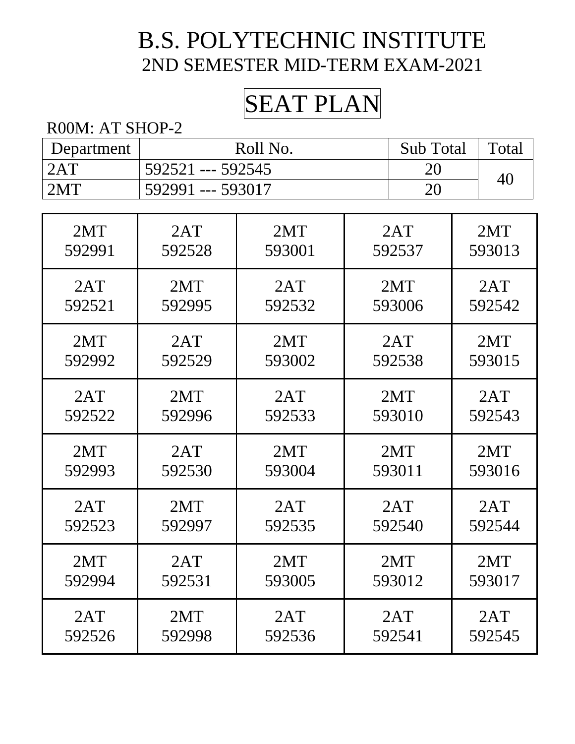# B.S. POLYTECHNIC INSTITUTE

## 2ND SEMESTER MID-TERM EXAM-2021

## SEAT PLAN

R00M: AT SHOP-2

| Department | Roll No. | Sub Total | Total |
|---|---|---|---|
| 2AT | 592521 --- 592545 | 20 | 40 |
| 2MT | 592991 --- 593017 | 20 | |

| | | | | |
|---|---|---|---|---|
| 2MT 592991 | 2AT 592528 | 2MT 593001 | 2AT 592537 | 2MT 593013 |
| 2AT 592521 | 2MT 592995 | 2AT 592532 | 2MT 593006 | 2AT 592542 |
| 2MT 592992 | 2AT 592529 | 2MT 593002 | 2AT 592538 | 2MT 593015 |
| 2AT 592522 | 2MT 592996 | 2AT 592533 | 2MT 593010 | 2AT 592543 |
| 2MT 592993 | 2AT 592530 | 2MT 593004 | 2MT 593011 | 2MT 593016 |
| 2AT 592523 | 2MT 592997 | 2AT 592535 | 2AT 592540 | 2AT 592544 |
| 2MT 592994 | 2AT 592531 | 2MT 593005 | 2MT 593012 | 2MT 593017 |
| 2AT 592526 | 2MT 592998 | 2AT 592536 | 2AT 592541 | 2AT 592545 |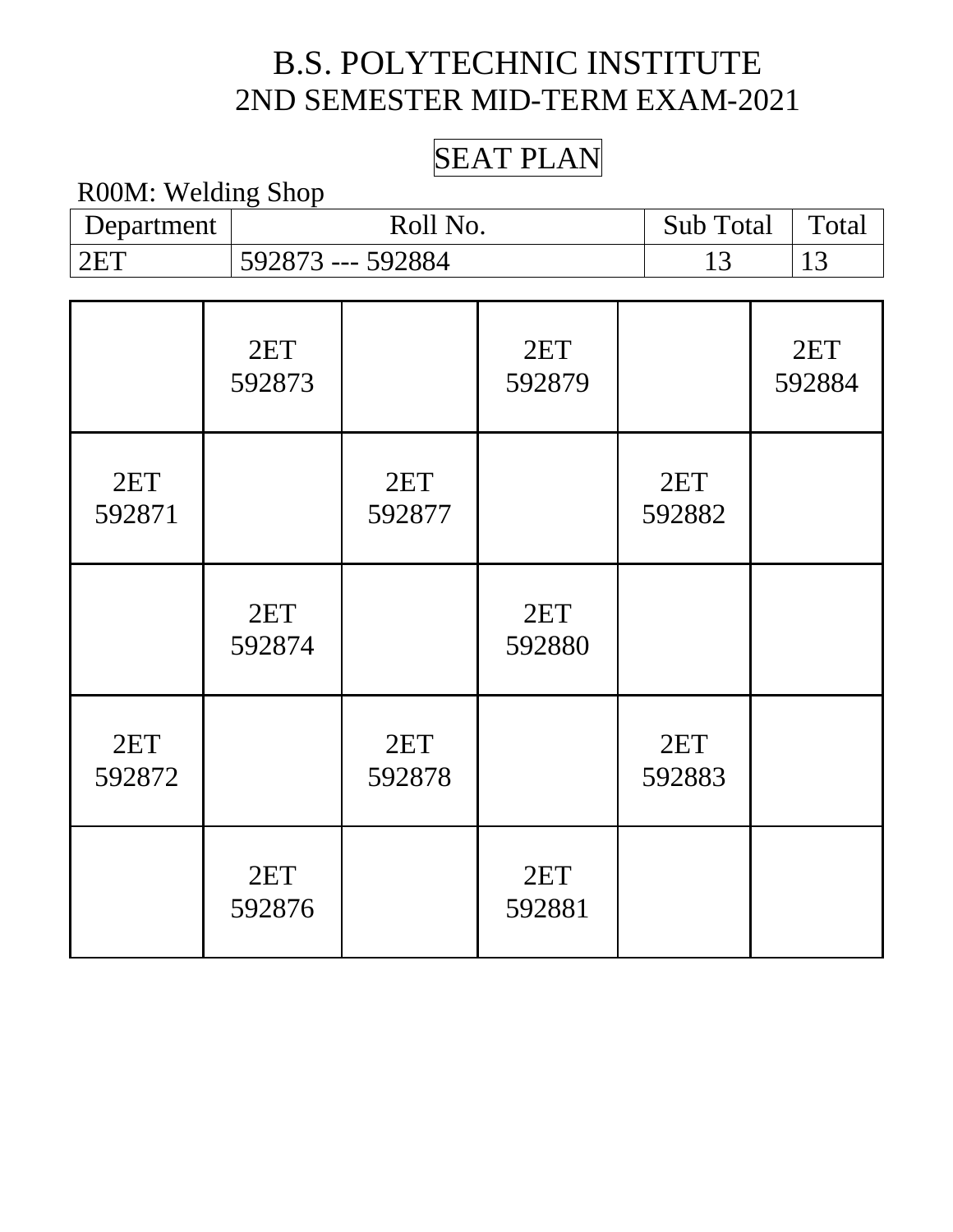# B.S. POLYTECHNIC INSTITUTE
## 2ND SEMESTER MID-TERM EXAM-2021

### SEAT PLAN

R00M: Welding Shop

| Department | Roll No. | Sub Total | Total |
|---|---|---|---|
| 2ET | 592873 --- 592884 | 13 | 13 |

| | | | | | |
|---|---|---|---|---|---|
| | 2ET 592873 | | 2ET 592879 | | 2ET 592884 |
| 2ET 592871 | | 2ET 592877 | | 2ET 592882 | |
| | 2ET 592874 | | 2ET 592880 | | |
| 2ET 592872 | | 2ET 592878 | | 2ET 592883 | |
| | 2ET 592876 | | 2ET 592881 | | |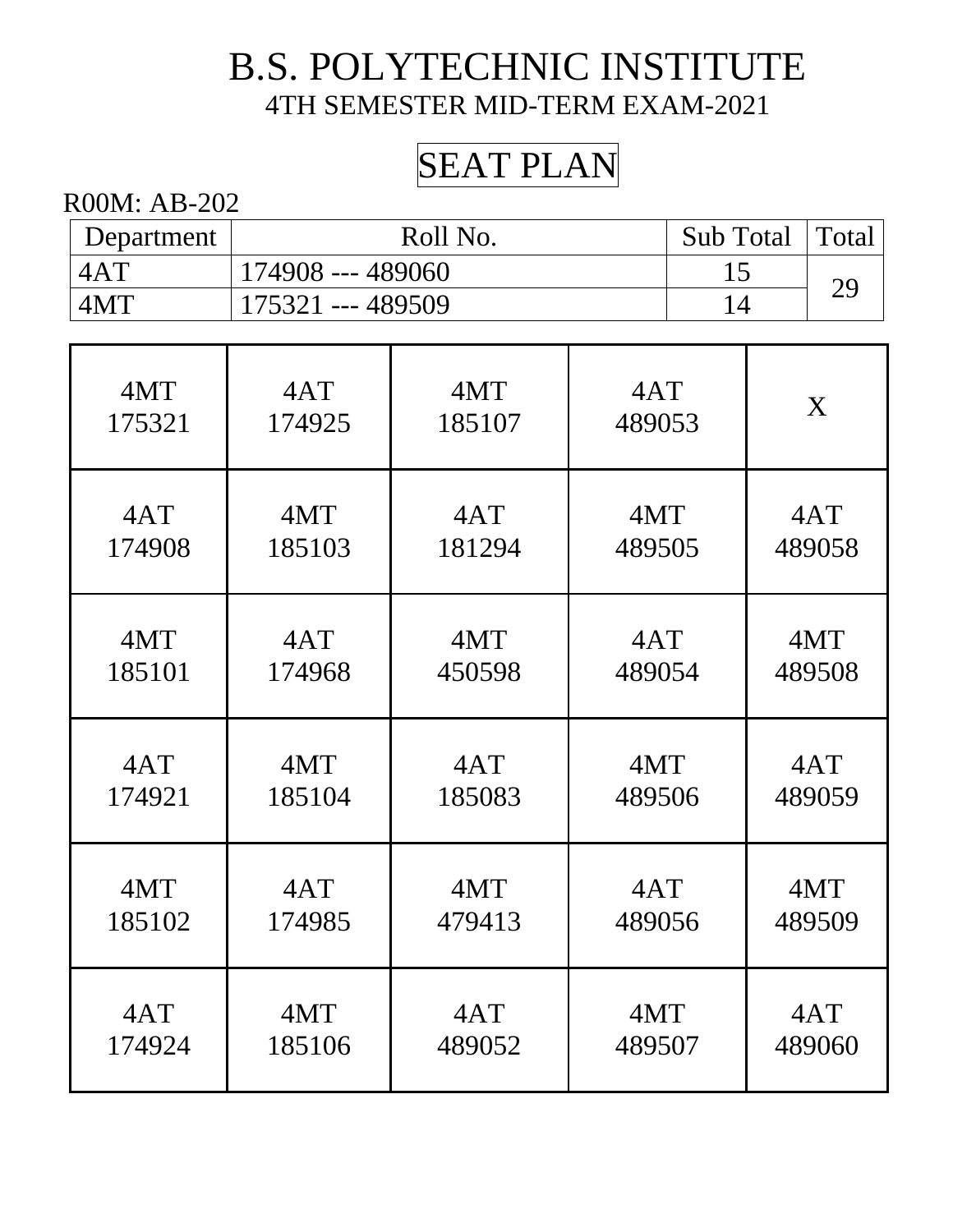# B.S. POLYTECHNIC INSTITUTE

4TH SEMESTER MID-TERM EXAM-2021

## SEAT PLAN

R00M: AB-202

| Department | Roll No. | Sub Total | Total |
|---|---|---|---|
| 4AT | 174908 --- 489060 | 15 | 29 |
| 4MT | 175321 --- 489509 | 14 | |

| | | | | |
|---|---|---|---|---|
| 4MT 175321 | 4AT 174925 | 4MT 185107 | 4AT 489053 | X |
| 4AT 174908 | 4MT 185103 | 4AT 181294 | 4MT 489505 | 4AT 489058 |
| 4MT 185101 | 4AT 174968 | 4MT 450598 | 4AT 489054 | 4MT 489508 |
| 4AT 174921 | 4MT 185104 | 4AT 185083 | 4MT 489506 | 4AT 489059 |
| 4MT 185102 | 4AT 174985 | 4MT 479413 | 4AT 489056 | 4MT 489509 |
| 4AT 174924 | 4MT 185106 | 4AT 489052 | 4MT 489507 | 4AT 489060 |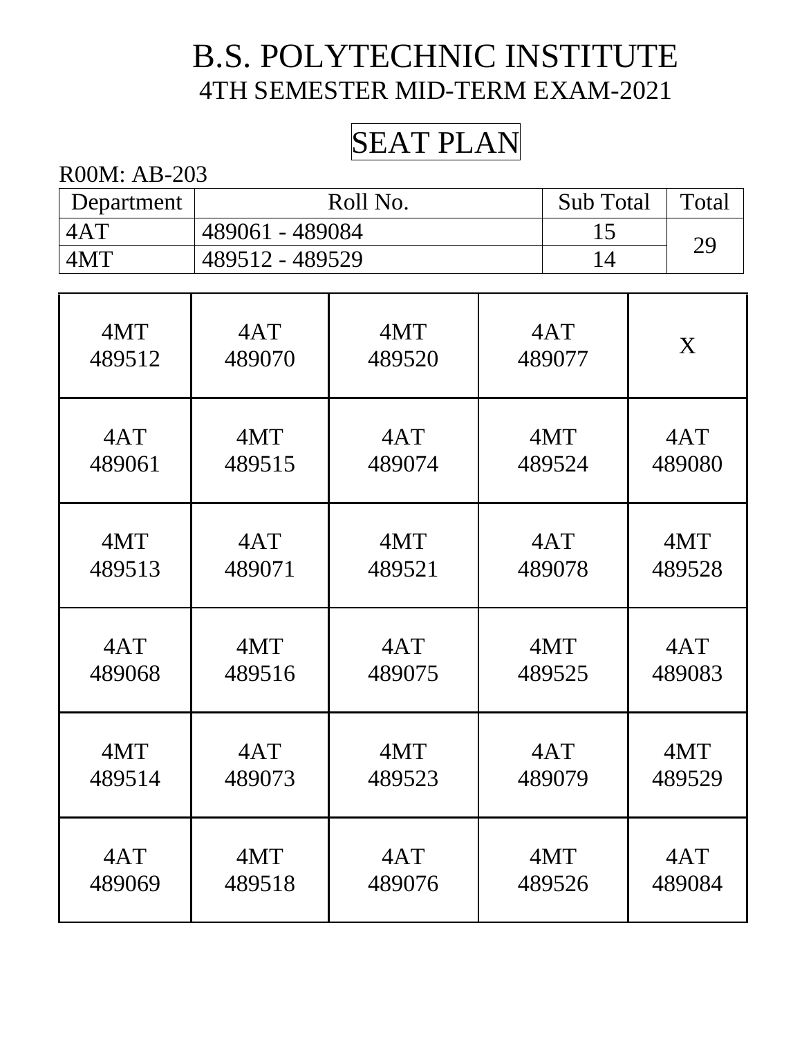# B.S. POLYTECHNIC INSTITUTE

## 4TH SEMESTER MID-TERM EXAM-2021

## SEAT PLAN

R00M: AB-203

| Department | Roll No. | Sub Total | Total |
|---|---|---|---|
| 4AT | 489061 - 489084 | 15 | 29 |
| 4MT | 489512 - 489529 | 14 | |

| | | | | |
|---|---|---|---|---|
| 4MT 489512 | 4AT 489070 | 4MT 489520 | 4AT 489077 | X |
| 4AT 489061 | 4MT 489515 | 4AT 489074 | 4MT 489524 | 4AT 489080 |
| 4MT 489513 | 4AT 489071 | 4MT 489521 | 4AT 489078 | 4MT 489528 |
| 4AT 489068 | 4MT 489516 | 4AT 489075 | 4MT 489525 | 4AT 489083 |
| 4MT 489514 | 4AT 489073 | 4MT 489523 | 4AT 489079 | 4MT 489529 |
| 4AT 489069 | 4MT 489518 | 4AT 489076 | 4MT 489526 | 4AT 489084 |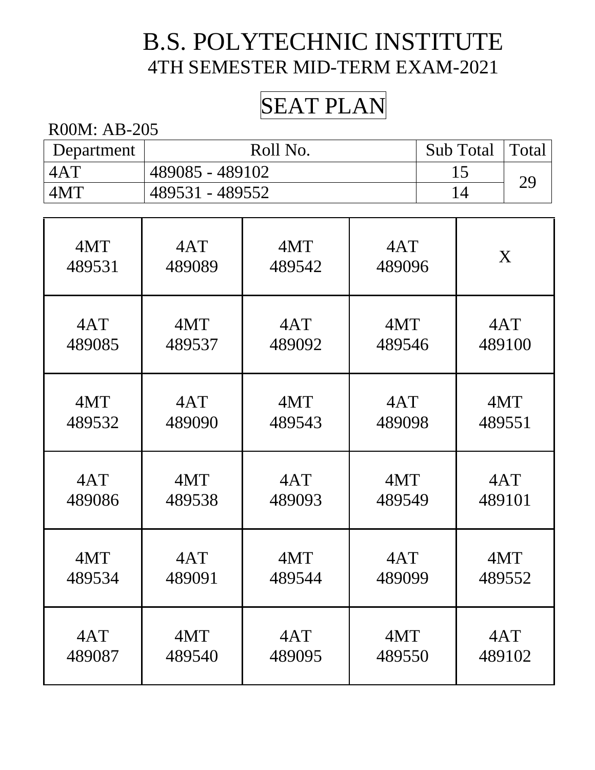# B.S. POLYTECHNIC INSTITUTE

## 4TH SEMESTER MID-TERM EXAM-2021

## SEAT PLAN

R00M: AB-205

| Department | Roll No. | Sub Total | Total |
|---|---|---|---|
| 4AT | 489085 - 489102 | 15 | 29 |
| 4MT | 489531 - 489552 | 14 | |

| | | | | |
|---|---|---|---|---|
| 4MT 489531 | 4AT 489089 | 4MT 489542 | 4AT 489096 | X |
| 4AT 489085 | 4MT 489537 | 4AT 489092 | 4MT 489546 | 4AT 489100 |
| 4MT 489532 | 4AT 489090 | 4MT 489543 | 4AT 489098 | 4MT 489551 |
| 4AT 489086 | 4MT 489538 | 4AT 489093 | 4MT 489549 | 4AT 489101 |
| 4MT 489534 | 4AT 489091 | 4MT 489544 | 4AT 489099 | 4MT 489552 |
| 4AT 489087 | 4MT 489540 | 4AT 489095 | 4MT 489550 | 4AT 489102 |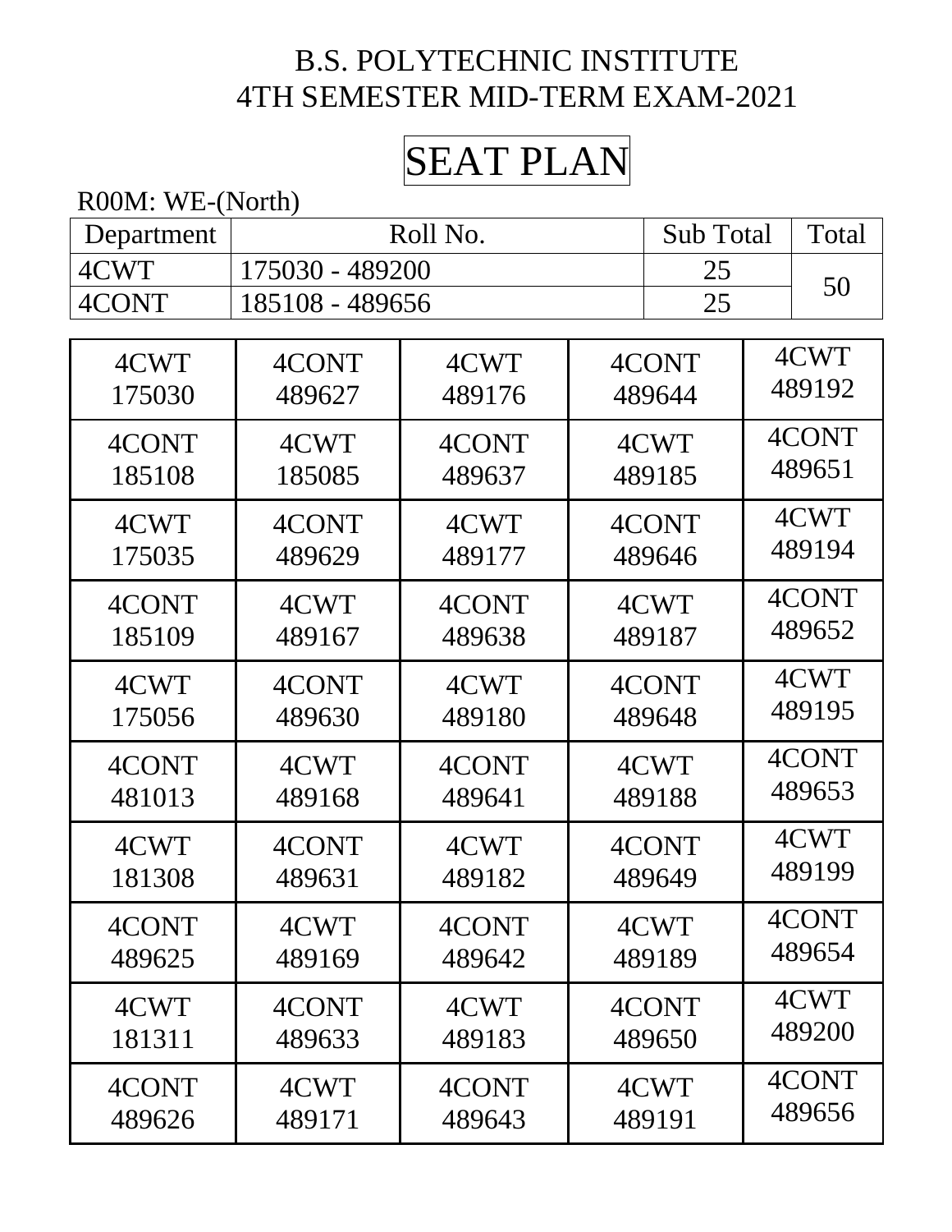# B.S. POLYTECHNIC INSTITUTE
# 4TH SEMESTER MID-TERM EXAM-2021

## SEAT PLAN

R00M: WE-(North)

| Department | Roll No. | Sub Total | Total |
|---|---|---|---|
| 4CWT | 175030 - 489200 | 25 | 50 |
| 4CONT | 185108 - 489656 | 25 | |

| | | | | |
|---|---|---|---|---|
| 4CWT 175030 | 4CONT 489627 | 4CWT 489176 | 4CONT 489644 | 4CWT 489192 |
| 4CONT 185108 | 4CWT 185085 | 4CONT 489637 | 4CWT 489185 | 4CONT 489651 |
| 4CWT 175035 | 4CONT 489629 | 4CWT 489177 | 4CONT 489646 | 4CWT 489194 |
| 4CONT 185109 | 4CWT 489167 | 4CONT 489638 | 4CWT 489187 | 4CONT 489652 |
| 4CWT 175056 | 4CONT 489630 | 4CWT 489180 | 4CONT 489648 | 4CWT 489195 |
| 4CONT 481013 | 4CWT 489168 | 4CONT 489641 | 4CWT 489188 | 4CONT 489653 |
| 4CWT 181308 | 4CONT 489631 | 4CWT 489182 | 4CONT 489649 | 4CWT 489199 |
| 4CONT 489625 | 4CWT 489169 | 4CONT 489642 | 4CWT 489189 | 4CONT 489654 |
| 4CWT 181311 | 4CONT 489633 | 4CWT 489183 | 4CONT 489650 | 4CWT 489200 |
| 4CONT 489626 | 4CWT 489171 | 4CONT 489643 | 4CWT 489191 | 4CONT 489656 |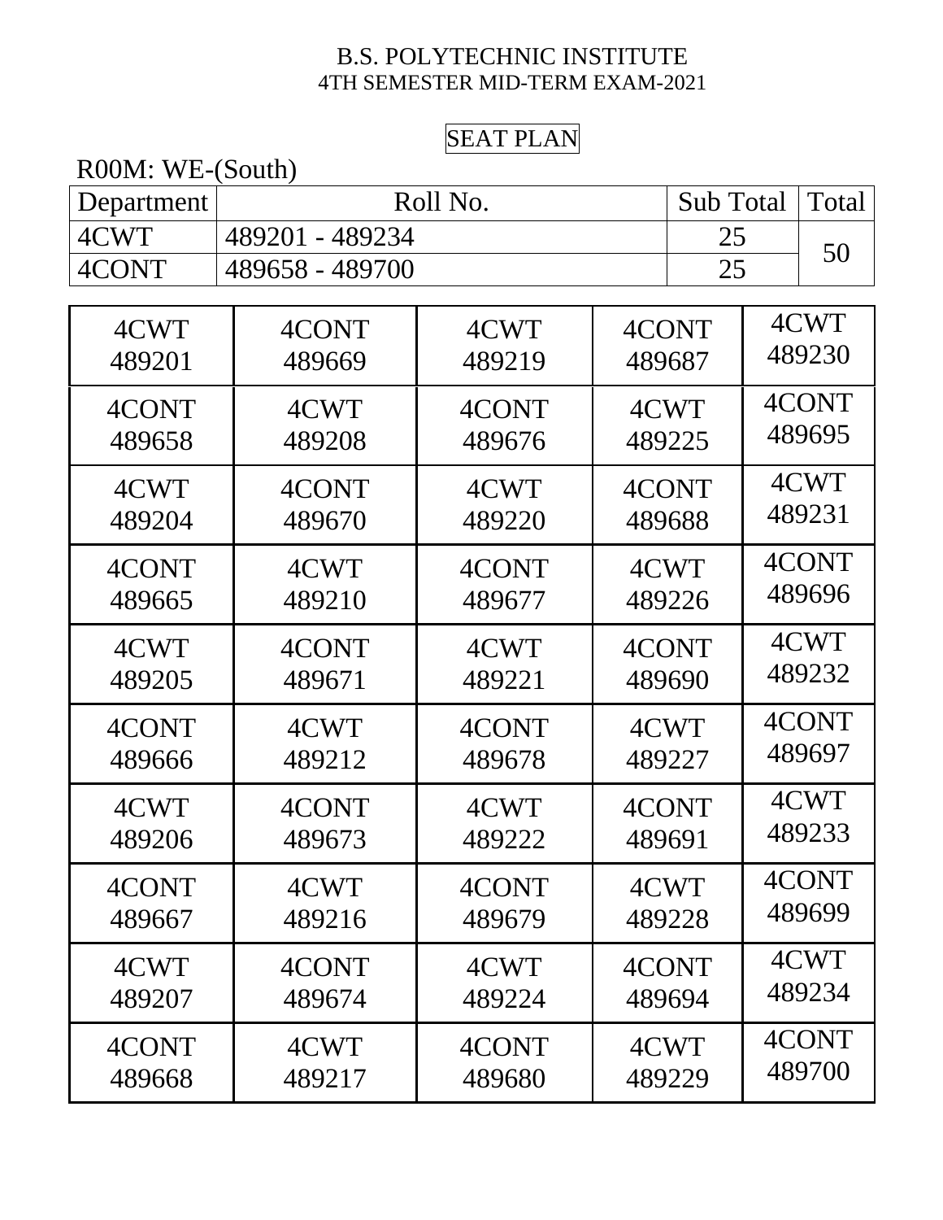B.S. POLYTECHNIC INSTITUTE
4TH SEMESTER MID-TERM EXAM-2021

SEAT PLAN

R00M: WE-(South)

| Department | Roll No. | Sub Total | Total |
|---|---|---|---|
| 4CWT | 489201 - 489234 | 25 | 50 |
| 4CONT | 489658 - 489700 | 25 | |

| | | | | |
|---|---|---|---|---|
| 4CWT 489201 | 4CONT 489669 | 4CWT 489219 | 4CONT 489687 | 4CWT 489230 |
| 4CONT 489658 | 4CWT 489208 | 4CONT 489676 | 4CWT 489225 | 4CONT 489695 |
| 4CWT 489204 | 4CONT 489670 | 4CWT 489220 | 4CONT 489688 | 4CWT 489231 |
| 4CONT 489665 | 4CWT 489210 | 4CONT 489677 | 4CWT 489226 | 4CONT 489696 |
| 4CWT 489205 | 4CONT 489671 | 4CWT 489221 | 4CONT 489690 | 4CWT 489232 |
| 4CONT 489666 | 4CWT 489212 | 4CONT 489678 | 4CWT 489227 | 4CONT 489697 |
| 4CWT 489206 | 4CONT 489673 | 4CWT 489222 | 4CONT 489691 | 4CWT 489233 |
| 4CONT 489667 | 4CWT 489216 | 4CONT 489679 | 4CWT 489228 | 4CONT 489699 |
| 4CWT 489207 | 4CONT 489674 | 4CWT 489224 | 4CONT 489694 | 4CWT 489234 |
| 4CONT 489668 | 4CWT 489217 | 4CONT 489680 | 4CWT 489229 | 4CONT 489700 |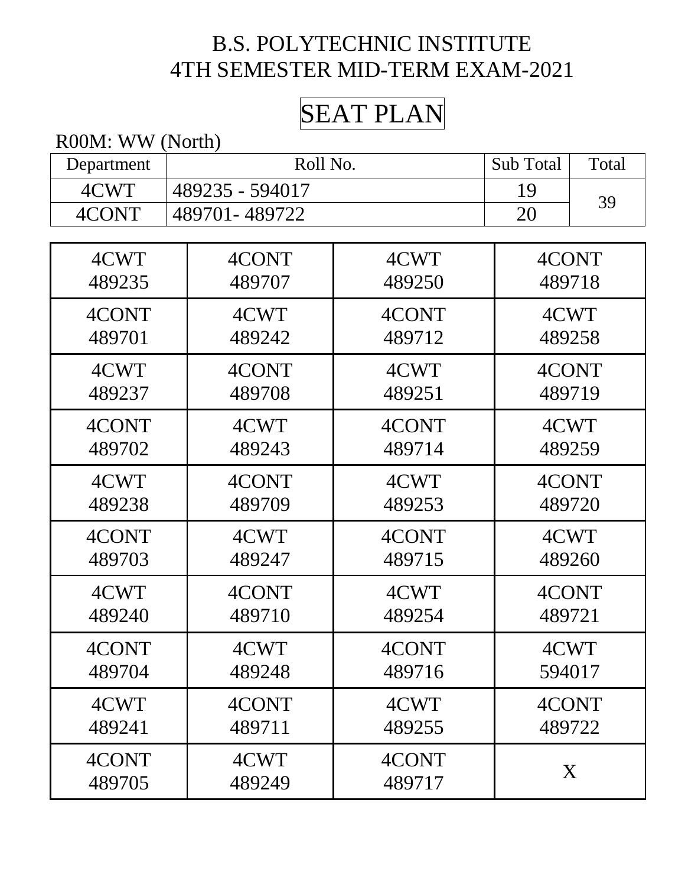# B.S. POLYTECHNIC INSTITUTE
## 4TH SEMESTER MID-TERM EXAM-2021

## SEAT PLAN

R00M: WW (North)

| Department | Roll No. | Sub Total | Total |
|---|---|---|---|
| 4CWT | 489235 - 594017 | 19 | 39 |
| 4CONT | 489701- 489722 | 20 | |

| | | | |
|---|---|---|---|
| 4CWT 489235 | 4CONT 489707 | 4CWT 489250 | 4CONT 489718 |
| 4CONT 489701 | 4CWT 489242 | 4CONT 489712 | 4CWT 489258 |
| 4CWT 489237 | 4CONT 489708 | 4CWT 489251 | 4CONT 489719 |
| 4CONT 489702 | 4CWT 489243 | 4CONT 489714 | 4CWT 489259 |
| 4CWT 489238 | 4CONT 489709 | 4CWT 489253 | 4CONT 489720 |
| 4CONT 489703 | 4CWT 489247 | 4CONT 489715 | 4CWT 489260 |
| 4CWT 489240 | 4CONT 489710 | 4CWT 489254 | 4CONT 489721 |
| 4CONT 489704 | 4CWT 489248 | 4CONT 489716 | 4CWT 594017 |
| 4CWT 489241 | 4CONT 489711 | 4CWT 489255 | 4CONT 489722 |
| 4CONT 489705 | 4CWT 489249 | 4CONT 489717 | X |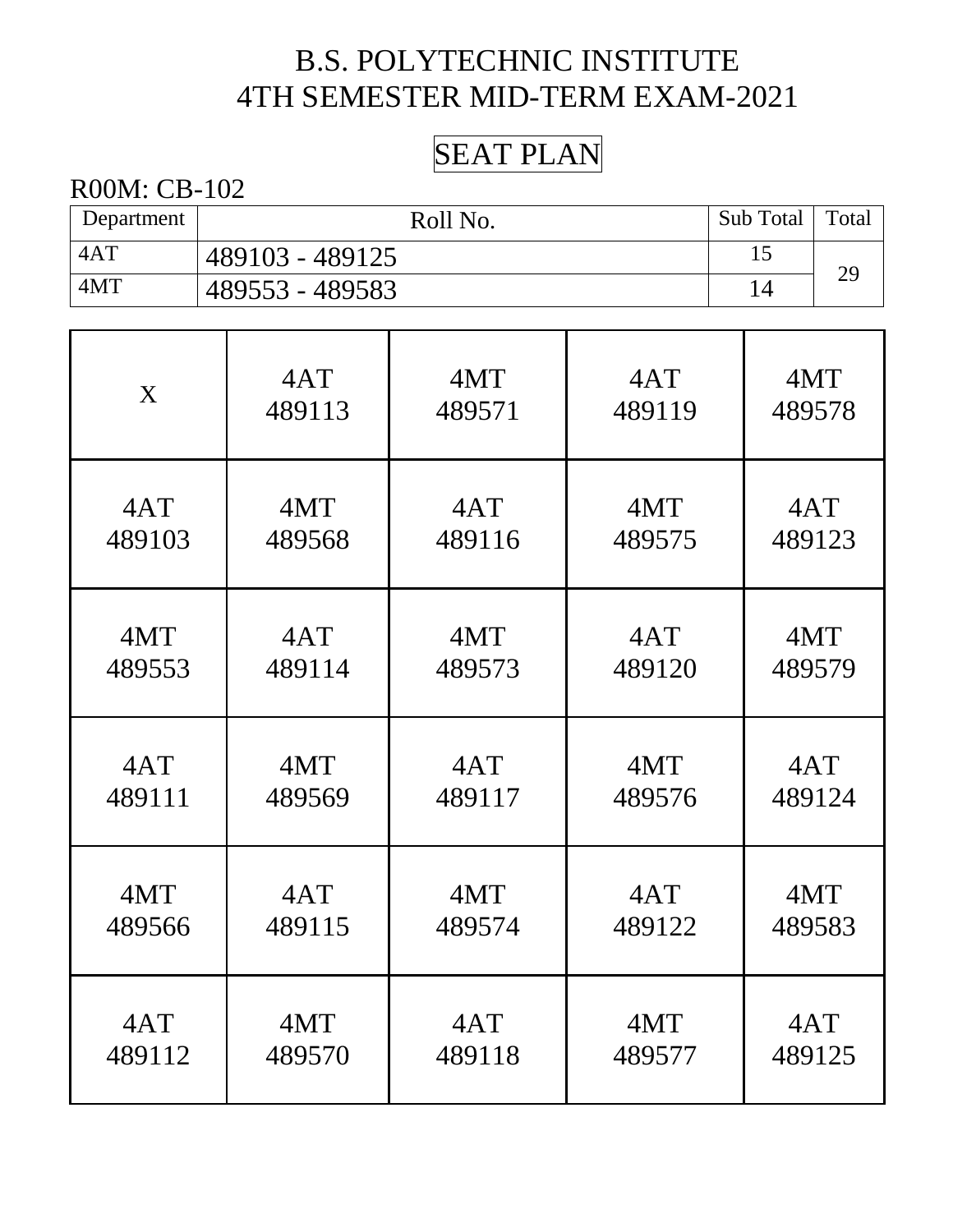# B.S. POLYTECHNIC INSTITUTE
# 4TH SEMESTER MID-TERM EXAM-2021

## SEAT PLAN

R00M: CB-102

| Department | Roll No. | Sub Total | Total |
|---|---|---|---|
| 4AT | 489103 - 489125 | 15 | 29 |
| 4MT | 489553 - 489583 | 14 | |

| | | | | |
|---|---|---|---|---|
| X | 4AT 489113 | 4MT 489571 | 4AT 489119 | 4MT 489578 |
| 4AT 489103 | 4MT 489568 | 4AT 489116 | 4MT 489575 | 4AT 489123 |
| 4MT 489553 | 4AT 489114 | 4MT 489573 | 4AT 489120 | 4MT 489579 |
| 4AT 489111 | 4MT 489569 | 4AT 489117 | 4MT 489576 | 4AT 489124 |
| 4MT 489566 | 4AT 489115 | 4MT 489574 | 4AT 489122 | 4MT 489583 |
| 4AT 489112 | 4MT 489570 | 4AT 489118 | 4MT 489577 | 4AT 489125 |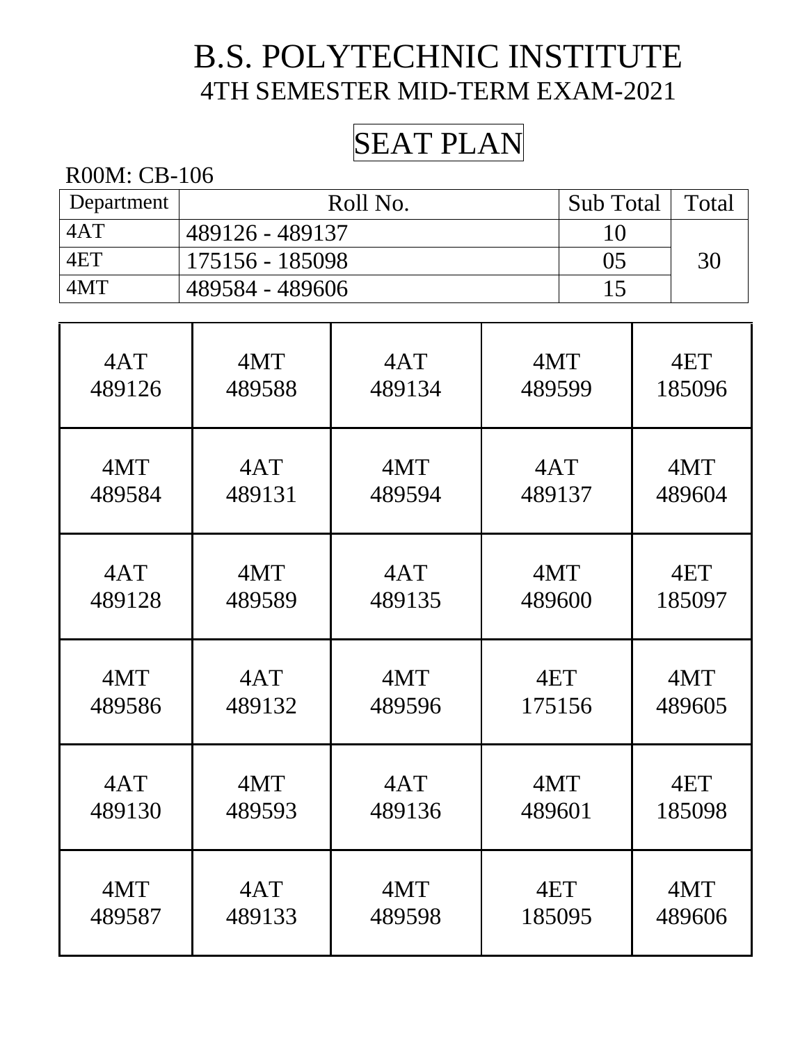# B.S. POLYTECHNIC INSTITUTE

## 4TH SEMESTER MID-TERM EXAM-2021

## SEAT PLAN

R00M: CB-106

| Department | Roll No. | Sub Total | Total |
|---|---|---|---|
| 4AT | 489126 - 489137 | 10 | 30 |
| 4ET | 175156 - 185098 | 05 | |
| 4MT | 489584 - 489606 | 15 | |

| | | | | |
|---|---|---|---|---|
| 4AT 489126 | 4MT 489588 | 4AT 489134 | 4MT 489599 | 4ET 185096 |
| 4MT 489584 | 4AT 489131 | 4MT 489594 | 4AT 489137 | 4MT 489604 |
| 4AT 489128 | 4MT 489589 | 4AT 489135 | 4MT 489600 | 4ET 185097 |
| 4MT 489586 | 4AT 489132 | 4MT 489596 | 4ET 175156 | 4MT 489605 |
| 4AT 489130 | 4MT 489593 | 4AT 489136 | 4MT 489601 | 4ET 185098 |
| 4MT 489587 | 4AT 489133 | 4MT 489598 | 4ET 185095 | 4MT 489606 |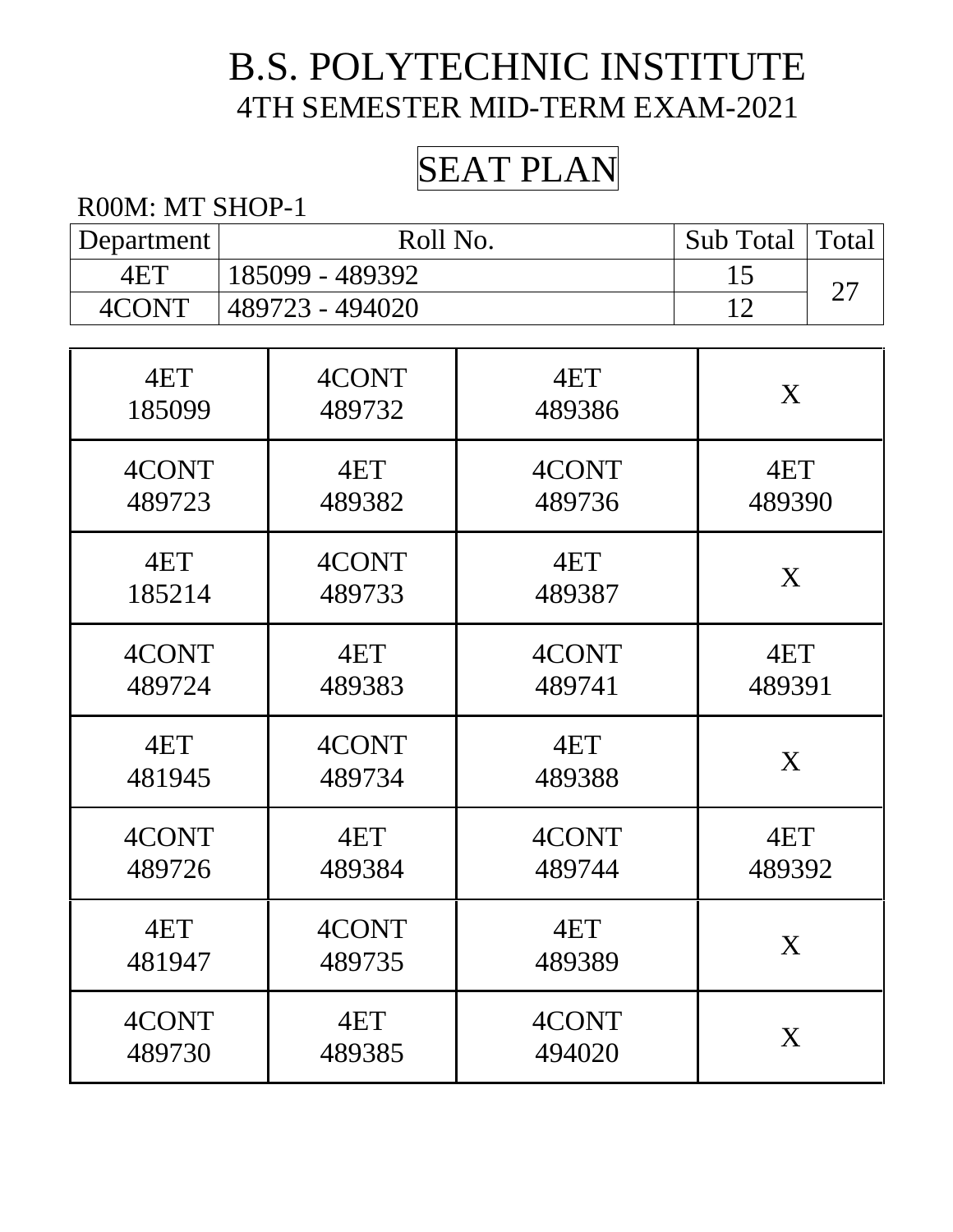# B.S. POLYTECHNIC INSTITUTE

## 4TH SEMESTER MID-TERM EXAM-2021

## SEAT PLAN

R00M: MT SHOP-1

| Department | Roll No. | Sub Total | Total |
|---|---|---|---|
| 4ET | 185099 - 489392 | 15 | 27 |
| 4CONT | 489723 - 494020 | 12 | |

| | | | |
|---|---|---|---|
| 4ET 185099 | 4CONT 489732 | 4ET 489386 | X |
| 4CONT 489723 | 4ET 489382 | 4CONT 489736 | 4ET 489390 |
| 4ET 185214 | 4CONT 489733 | 4ET 489387 | X |
| 4CONT 489724 | 4ET 489383 | 4CONT 489741 | 4ET 489391 |
| 4ET 481945 | 4CONT 489734 | 4ET 489388 | X |
| 4CONT 489726 | 4ET 489384 | 4CONT 489744 | 4ET 489392 |
| 4ET 481947 | 4CONT 489735 | 4ET 489389 | X |
| 4CONT 489730 | 4ET 489385 | 4CONT 494020 | X |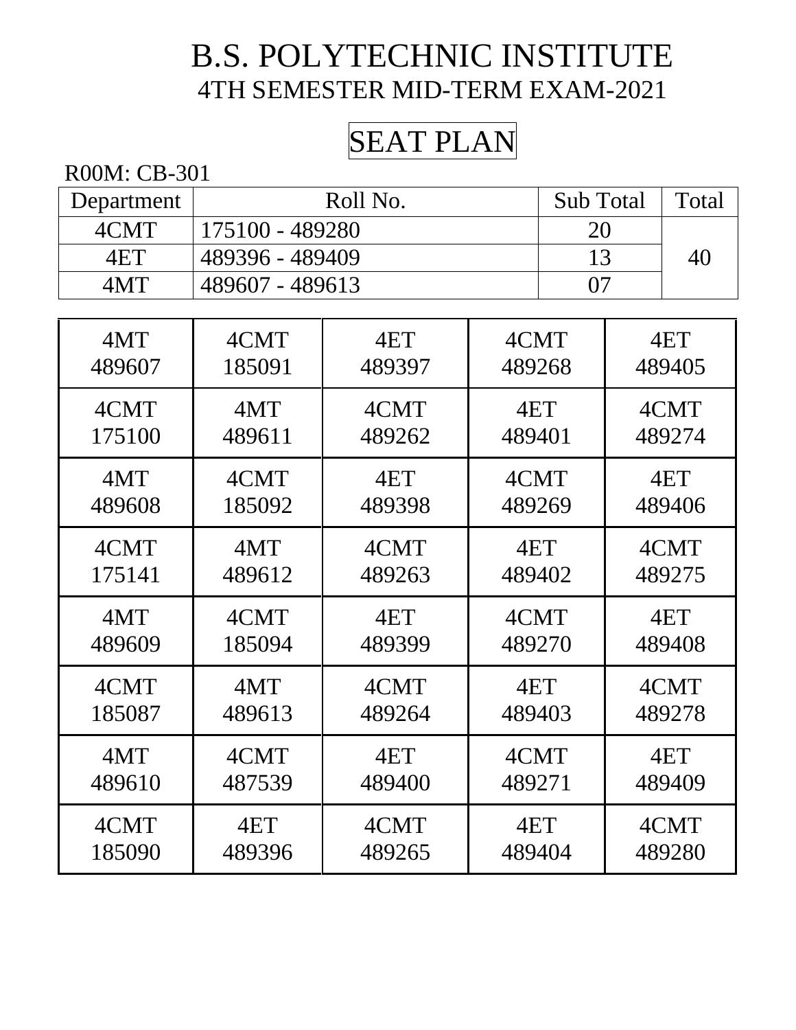// B.S. POLYTECHNIC INSTITUTE
## 4TH SEMESTER MID-TERM EXAM-2021

## SEAT PLAN

R00M: CB-301

| Department | Roll No. | Sub Total | Total |
|---|---|---|---|
| 4CMT | 175100 - 489280 | 20 | 40 |
| 4ET | 489396 - 489409 | 13 | |
| 4MT | 489607 - 489613 | 07 | |

| | | | | |
|---|---|---|---|---|
| 4MT 489607 | 4CMT 185091 | 4ET 489397 | 4CMT 489268 | 4ET 489405 |
| 4CMT 175100 | 4MT 489611 | 4CMT 489262 | 4ET 489401 | 4CMT 489274 |
| 4MT 489608 | 4CMT 185092 | 4ET 489398 | 4CMT 489269 | 4ET 489406 |
| 4CMT 175141 | 4MT 489612 | 4CMT 489263 | 4ET 489402 | 4CMT 489275 |
| 4MT 489609 | 4CMT 185094 | 4ET 489399 | 4CMT 489270 | 4ET 489408 |
| 4CMT 185087 | 4MT 489613 | 4CMT 489264 | 4ET 489403 | 4CMT 489278 |
| 4MT 489610 | 4CMT 487539 | 4ET 489400 | 4CMT 489271 | 4ET 489409 |
| 4CMT 185090 | 4ET 489396 | 4CMT 489265 | 4ET 489404 | 4CMT 489280 |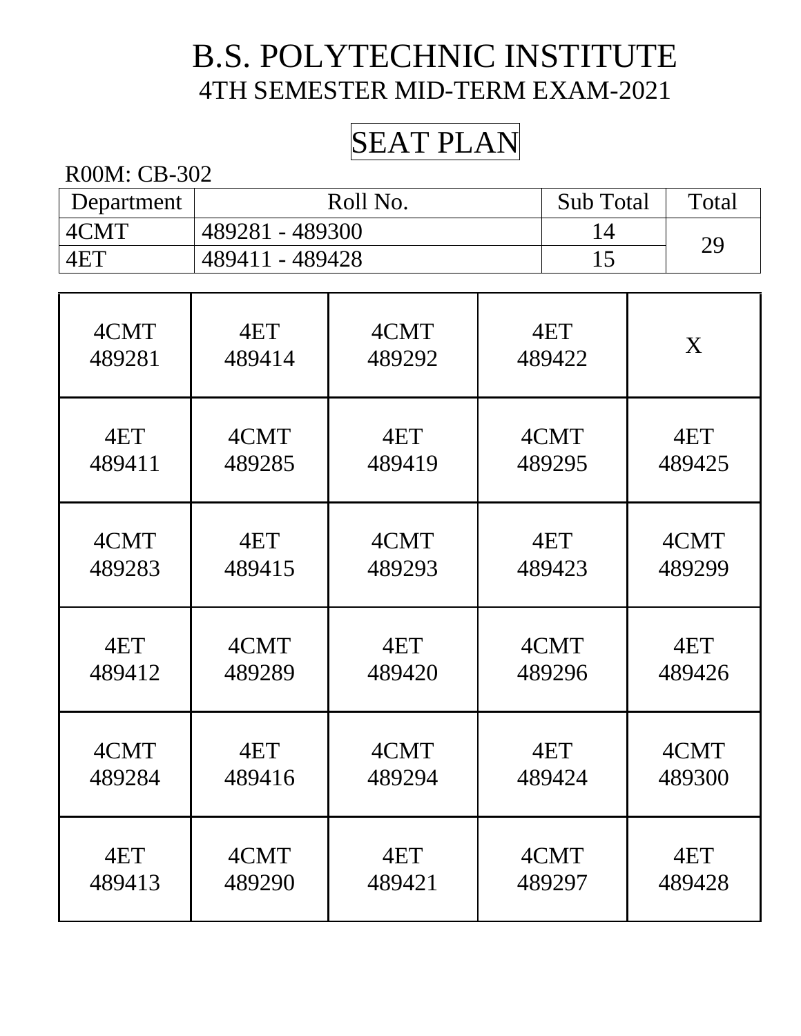# B.S. POLYTECHNIC INSTITUTE

## 4TH SEMESTER MID-TERM EXAM-2021

## SEAT PLAN

R00M: CB-302

| Department | Roll No. | Sub Total | Total |
|---|---|---|---|
| 4CMT | 489281 - 489300 | 14 | 29 |
| 4ET | 489411 - 489428 | 15 | |

| | | | | |
|---|---|---|---|---|
| 4CMT 489281 | 4ET 489414 | 4CMT 489292 | 4ET 489422 | X |
| 4ET 489411 | 4CMT 489285 | 4ET 489419 | 4CMT 489295 | 4ET 489425 |
| 4CMT 489283 | 4ET 489415 | 4CMT 489293 | 4ET 489423 | 4CMT 489299 |
| 4ET 489412 | 4CMT 489289 | 4ET 489420 | 4CMT 489296 | 4ET 489426 |
| 4CMT 489284 | 4ET 489416 | 4CMT 489294 | 4ET 489424 | 4CMT 489300 |
| 4ET 489413 | 4CMT 489290 | 4ET 489421 | 4CMT 489297 | 4ET 489428 |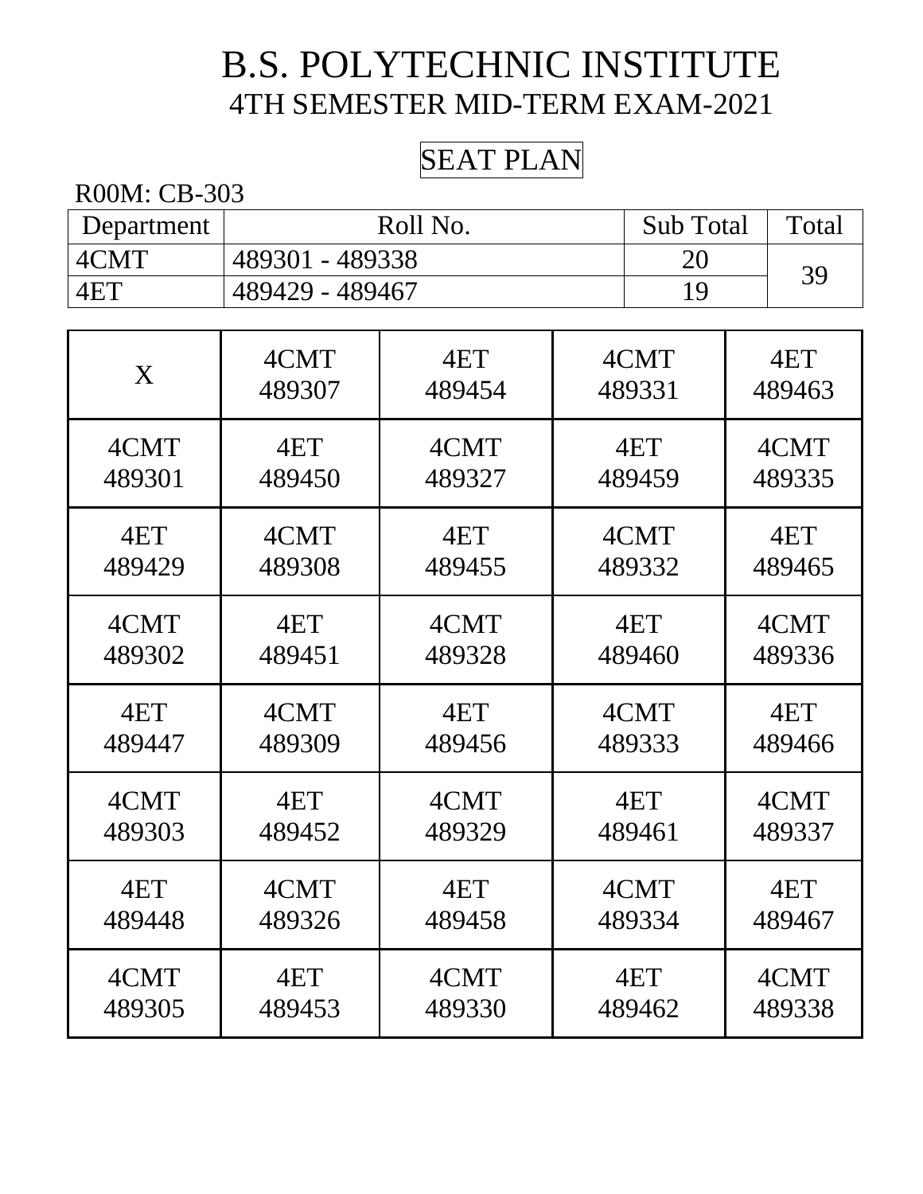# B.S. POLYTECHNIC INSTITUTE

## 4TH SEMESTER MID-TERM EXAM-2021

### SEAT PLAN

R00M: CB-303

| Department | Roll No. | Sub Total | Total |
|---|---|---|---|
| 4CMT | 489301 - 489338 | 20 | 39 |
| 4ET | 489429 - 489467 | 19 | |

| | | | | |
|---|---|---|---|---|
| X | 4CMT 489307 | 4ET 489454 | 4CMT 489331 | 4ET 489463 |
| 4CMT 489301 | 4ET 489450 | 4CMT 489327 | 4ET 489459 | 4CMT 489335 |
| 4ET 489429 | 4CMT 489308 | 4ET 489455 | 4CMT 489332 | 4ET 489465 |
| 4CMT 489302 | 4ET 489451 | 4CMT 489328 | 4ET 489460 | 4CMT 489336 |
| 4ET 489447 | 4CMT 489309 | 4ET 489456 | 4CMT 489333 | 4ET 489466 |
| 4CMT 489303 | 4ET 489452 | 4CMT 489329 | 4ET 489461 | 4CMT 489337 |
| 4ET 489448 | 4CMT 489326 | 4ET 489458 | 4CMT 489334 | 4ET 489467 |
| 4CMT 489305 | 4ET 489453 | 4CMT 489330 | 4ET 489462 | 4CMT 489338 |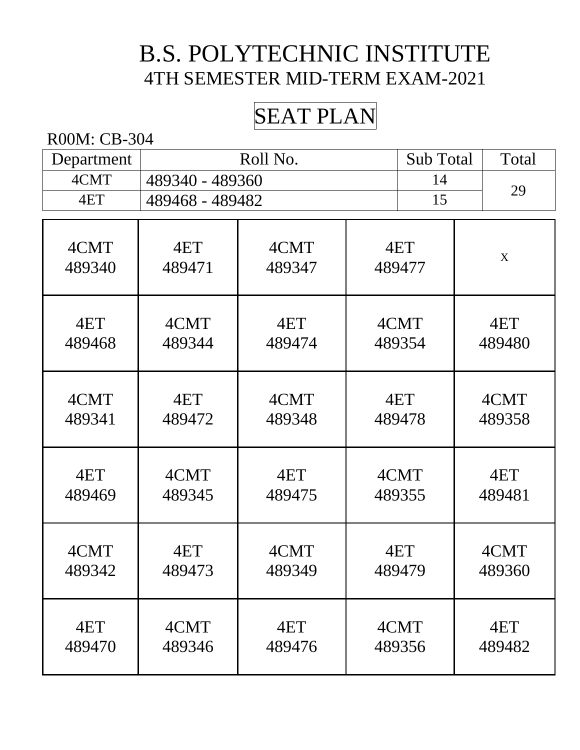# B.S. POLYTECHNIC INSTITUTE

## 4TH SEMESTER MID-TERM EXAM-2021

## SEAT PLAN

R00M: CB-304

| Department | Roll No. | Sub Total | Total |
|---|---|---|---|
| 4CMT | 489340 - 489360 | 14 | 29 |
| 4ET | 489468 - 489482 | 15 | |

| | | | | |
|---|---|---|---|---|
| 4CMT 489340 | 4ET 489471 | 4CMT 489347 | 4ET 489477 | x |
| 4ET 489468 | 4CMT 489344 | 4ET 489474 | 4CMT 489354 | 4ET 489480 |
| 4CMT 489341 | 4ET 489472 | 4CMT 489348 | 4ET 489478 | 4CMT 489358 |
| 4ET 489469 | 4CMT 489345 | 4ET 489475 | 4CMT 489355 | 4ET 489481 |
| 4CMT 489342 | 4ET 489473 | 4CMT 489349 | 4ET 489479 | 4CMT 489360 |
| 4ET 489470 | 4CMT 489346 | 4ET 489476 | 4CMT 489356 | 4ET 489482 |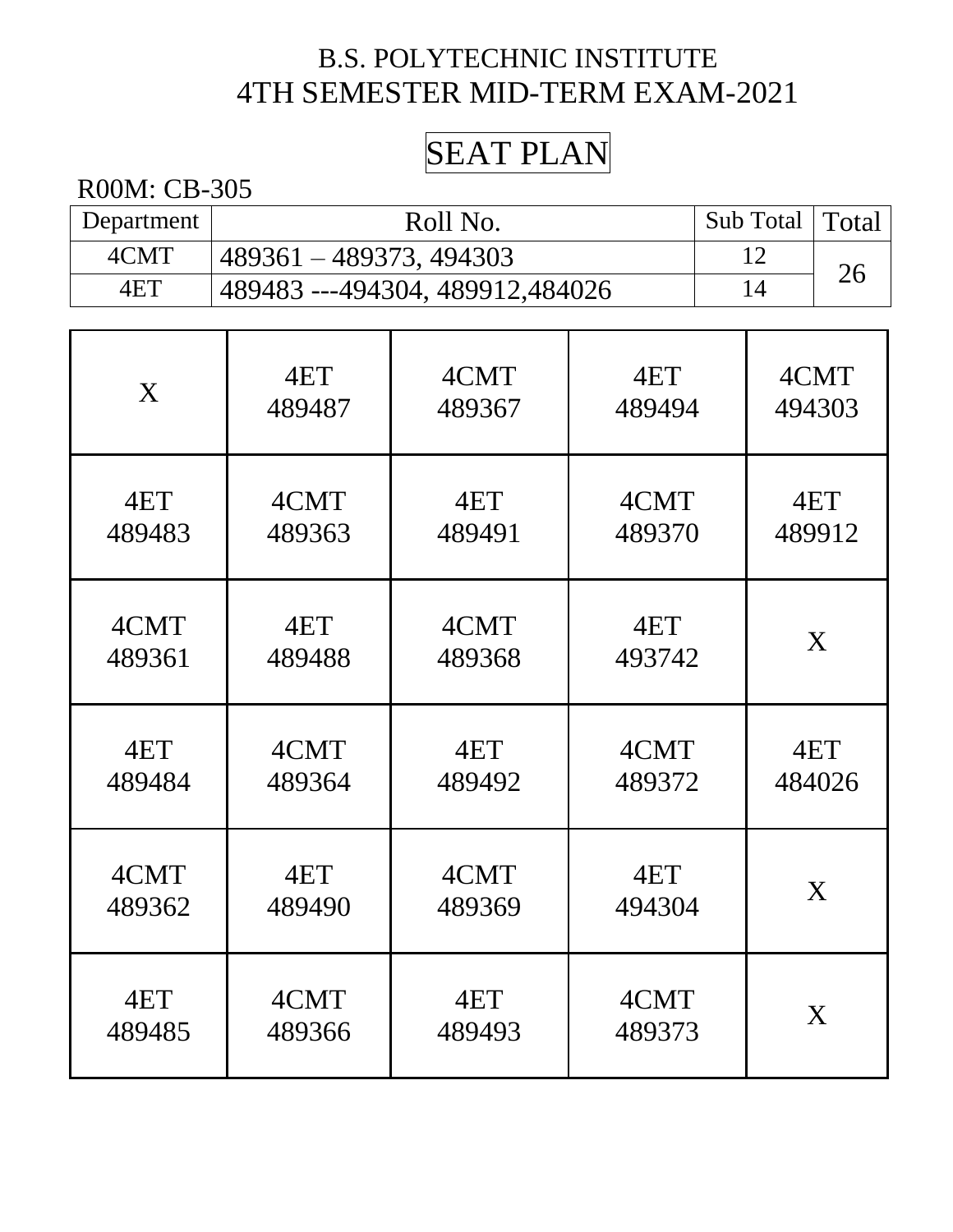B.S. POLYTECHNIC INSTITUTE

4TH SEMESTER MID-TERM EXAM-2021

# SEAT PLAN

R00M: CB-305

| Department | Roll No. | Sub Total | Total |
|---|---|---|---|
| 4CMT | 489361 – 489373, 494303 | 12 | 26 |
| 4ET | 489483 ---494304, 489912,484026 | 14 | |

| | | | | |
|---|---|---|---|---|
| X | 4ET 489487 | 4CMT 489367 | 4ET 489494 | 4CMT 494303 |
| 4ET 489483 | 4CMT 489363 | 4ET 489491 | 4CMT 489370 | 4ET 489912 |
| 4CMT 489361 | 4ET 489488 | 4CMT 489368 | 4ET 493742 | X |
| 4ET 489484 | 4CMT 489364 | 4ET 489492 | 4CMT 489372 | 4ET 484026 |
| 4CMT 489362 | 4ET 489490 | 4CMT 489369 | 4ET 494304 | X |
| 4ET 489485 | 4CMT 489366 | 4ET 489493 | 4CMT 489373 | X |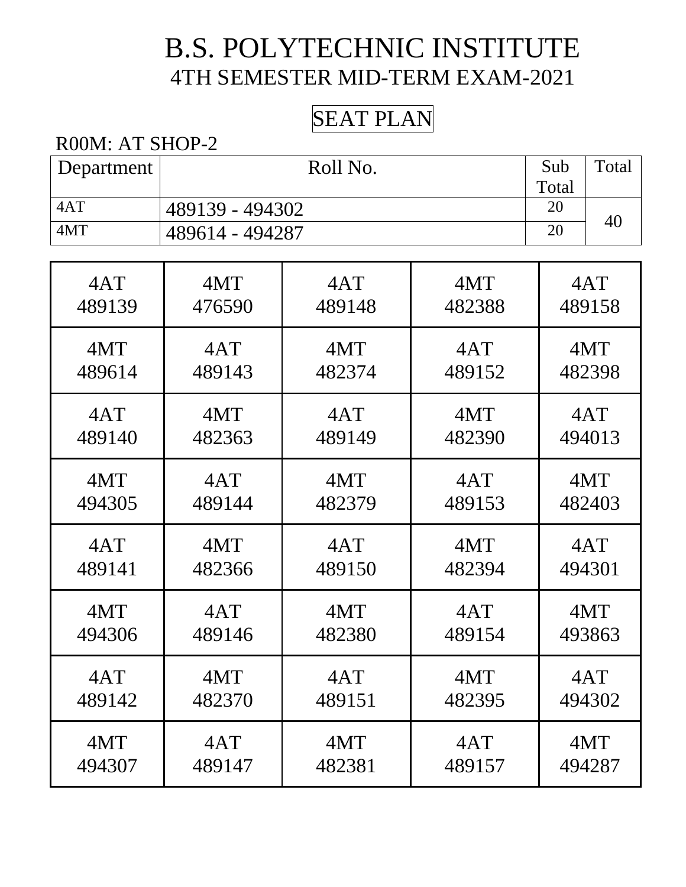# B.S. POLYTECHNIC INSTITUTE

## 4TH SEMESTER MID-TERM EXAM-2021

### SEAT PLAN

R00M: AT SHOP-2

| Department | Roll No. | Sub Total | Total |
|---|---|---|---|
| 4AT | 489139 - 494302 | 20 | 40 |
| 4MT | 489614 - 494287 | 20 | |

| | | | | |
|---|---|---|---|---|
| 4AT 489139 | 4MT 476590 | 4AT 489148 | 4MT 482388 | 4AT 489158 |
| 4MT 489614 | 4AT 489143 | 4MT 482374 | 4AT 489152 | 4MT 482398 |
| 4AT 489140 | 4MT 482363 | 4AT 489149 | 4MT 482390 | 4AT 494013 |
| 4MT 494305 | 4AT 489144 | 4MT 482379 | 4AT 489153 | 4MT 482403 |
| 4AT 489141 | 4MT 482366 | 4AT 489150 | 4MT 482394 | 4AT 494301 |
| 4MT 494306 | 4AT 489146 | 4MT 482380 | 4AT 489154 | 4MT 493863 |
| 4AT 489142 | 4MT 482370 | 4AT 489151 | 4MT 482395 | 4AT 494302 |
| 4MT 494307 | 4AT 489147 | 4MT 482381 | 4AT 489157 | 4MT 494287 |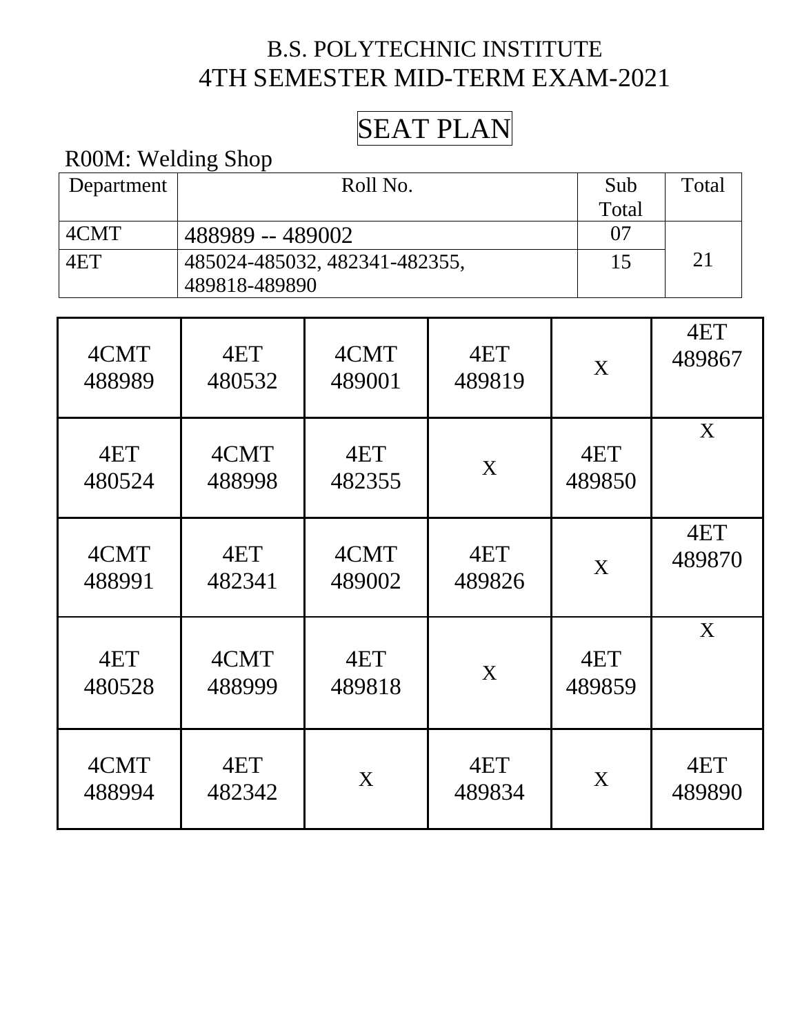B.S. POLYTECHNIC INSTITUTE

4TH SEMESTER MID-TERM EXAM-2021

# SEAT PLAN

R00M: Welding Shop

| Department | Roll No. | Sub Total | Total |
|---|---|---|---|
| 4CMT | 488989 -- 489002 | 07 | 21 |
| 4ET | 485024-485032, 482341-482355, 489818-489890 | 15 | |

| | | | | | |
|---|---|---|---|---|---|
| 4CMT 488989 | 4ET 480532 | 4CMT 489001 | 4ET 489819 | X | 4ET 489867 |
| 4ET 480524 | 4CMT 488998 | 4ET 482355 | X | 4ET 489850 | X |
| 4CMT 488991 | 4ET 482341 | 4CMT 489002 | 4ET 489826 | X | 4ET 489870 |
| 4ET 480528 | 4CMT 488999 | 4ET 489818 | X | 4ET 489859 | X |
| 4CMT 488994 | 4ET 482342 | X | 4ET 489834 | X | 4ET 489890 |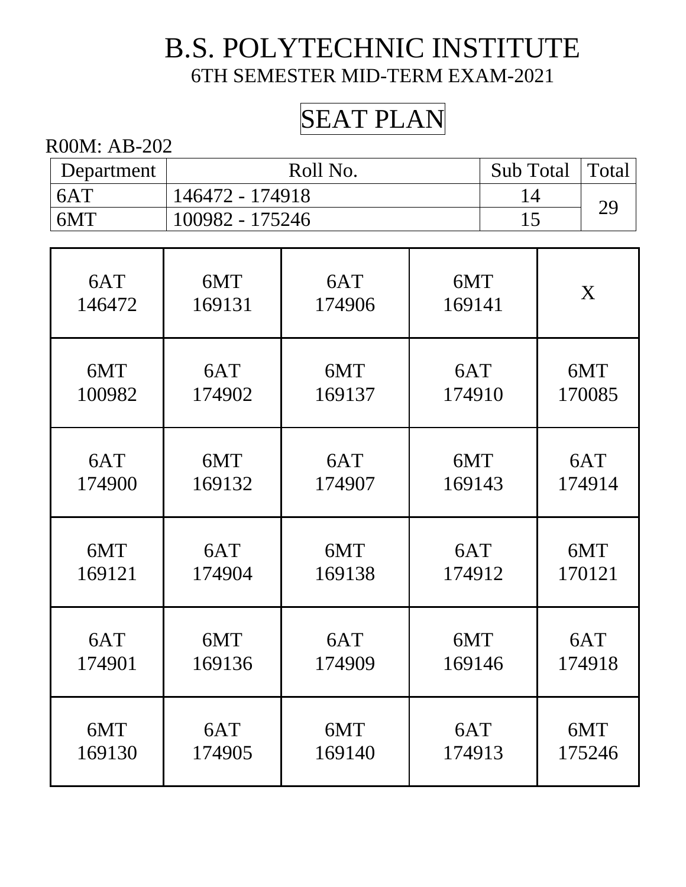# B.S. POLYTECHNIC INSTITUTE

6TH SEMESTER MID-TERM EXAM-2021

## SEAT PLAN

R00M: AB-202

| Department | Roll No. | Sub Total | Total |
|---|---|---|---|
| 6AT | 146472 - 174918 | 14 | 29 |
| 6MT | 100982 - 175246 | 15 | |

| | | | | |
|---|---|---|---|---|
| 6AT 146472 | 6MT 169131 | 6AT 174906 | 6MT 169141 | X |
| 6MT 100982 | 6AT 174902 | 6MT 169137 | 6AT 174910 | 6MT 170085 |
| 6AT 174900 | 6MT 169132 | 6AT 174907 | 6MT 169143 | 6AT 174914 |
| 6MT 169121 | 6AT 174904 | 6MT 169138 | 6AT 174912 | 6MT 170121 |
| 6AT 174901 | 6MT 169136 | 6AT 174909 | 6MT 169146 | 6AT 174918 |
| 6MT 169130 | 6AT 174905 | 6MT 169140 | 6AT 174913 | 6MT 175246 |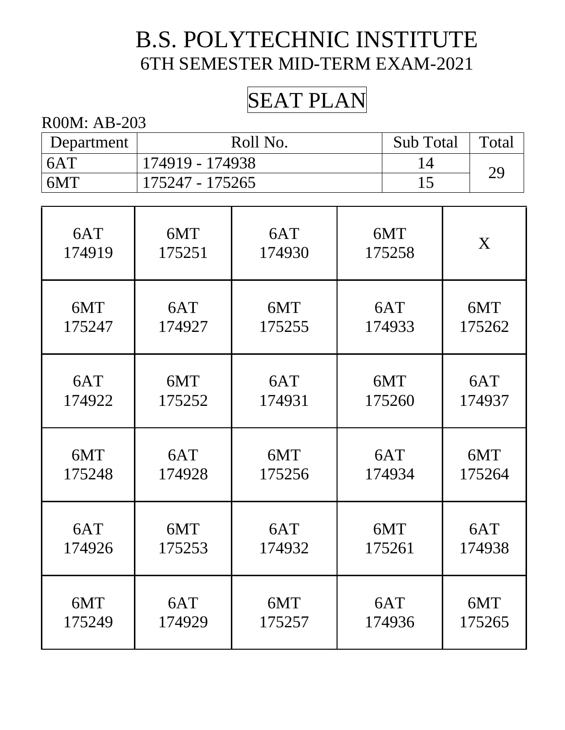# B.S. POLYTECHNIC INSTITUTE

## 6TH SEMESTER MID-TERM EXAM-2021

## SEAT PLAN

R00M: AB-203

| Department | Roll No. | Sub Total | Total |
|---|---|---|---|
| 6AT | 174919 - 174938 | 14 | 29 |
| 6MT | 175247 - 175265 | 15 | |

| | | | | |
|---|---|---|---|---|
| 6AT 174919 | 6MT 175251 | 6AT 174930 | 6MT 175258 | X |
| 6MT 175247 | 6AT 174927 | 6MT 175255 | 6AT 174933 | 6MT 175262 |
| 6AT 174922 | 6MT 175252 | 6AT 174931 | 6MT 175260 | 6AT 174937 |
| 6MT 175248 | 6AT 174928 | 6MT 175256 | 6AT 174934 | 6MT 175264 |
| 6AT 174926 | 6MT 175253 | 6AT 174932 | 6MT 175261 | 6AT 174938 |
| 6MT 175249 | 6AT 174929 | 6MT 175257 | 6AT 174936 | 6MT 175265 |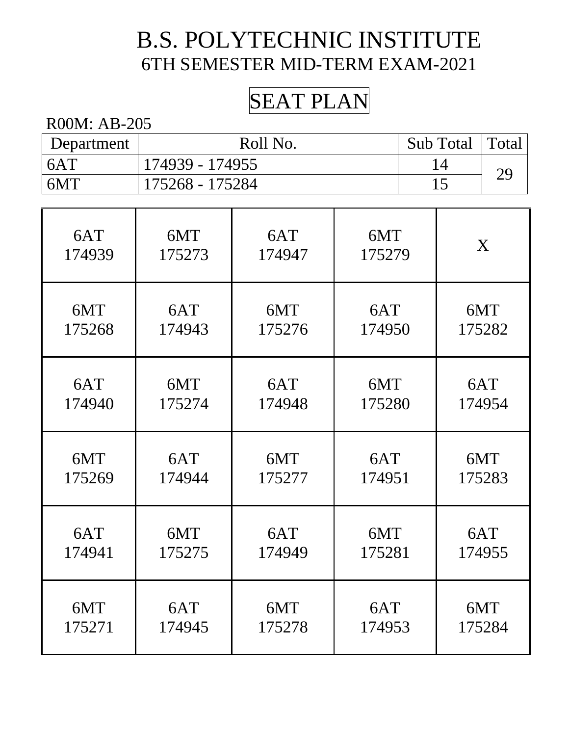# B.S. POLYTECHNIC INSTITUTE

## 6TH SEMESTER MID-TERM EXAM-2021

## SEAT PLAN

R00M: AB-205

| Department | Roll No. | Sub Total | Total |
|---|---|---|---|
| 6AT | 174939 - 174955 | 14 | 29 |
| 6MT | 175268 - 175284 | 15 | |

| | | | | |
|---|---|---|---|---|
| 6AT 174939 | 6MT 175273 | 6AT 174947 | 6MT 175279 | X |
| 6MT 175268 | 6AT 174943 | 6MT 175276 | 6AT 174950 | 6MT 175282 |
| 6AT 174940 | 6MT 175274 | 6AT 174948 | 6MT 175280 | 6AT 174954 |
| 6MT 175269 | 6AT 174944 | 6MT 175277 | 6AT 174951 | 6MT 175283 |
| 6AT 174941 | 6MT 175275 | 6AT 174949 | 6MT 175281 | 6AT 174955 |
| 6MT 175271 | 6AT 174945 | 6MT 175278 | 6AT 174953 | 6MT 175284 |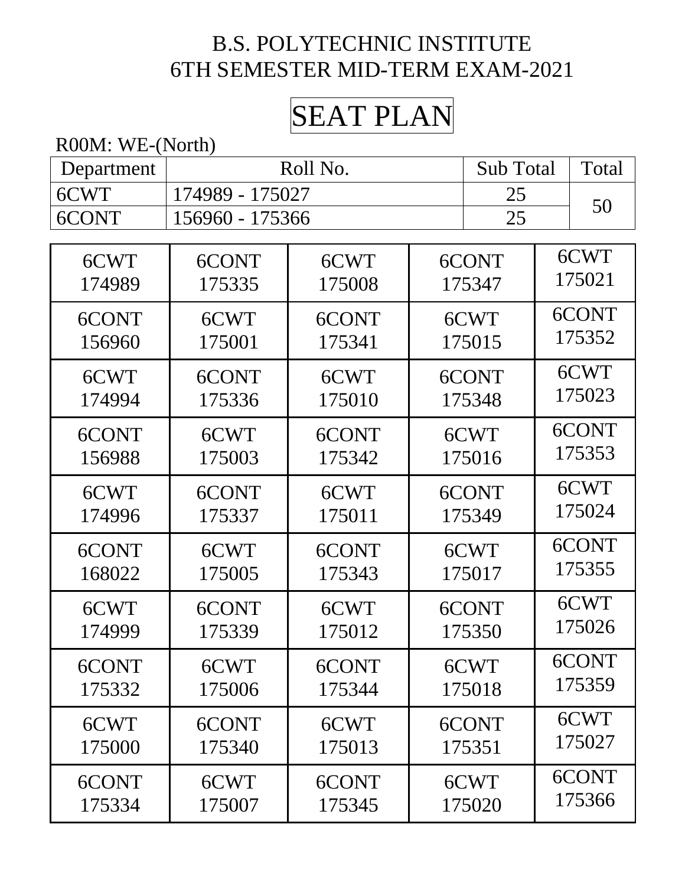# B.S. POLYTECHNIC INSTITUTE
## 6TH SEMESTER MID-TERM EXAM-2021

## SEAT PLAN

R00M: WE-(North)

| Department | Roll No. | Sub Total | Total |
|---|---|---|---|
| 6CWT | 174989 - 175027 | 25 | 50 |
| 6CONT | 156960 - 175366 | 25 | |

| | | | | |
|---|---|---|---|---|
| 6CWT 174989 | 6CONT 175335 | 6CWT 175008 | 6CONT 175347 | 6CWT 175021 |
| 6CONT 156960 | 6CWT 175001 | 6CONT 175341 | 6CWT 175015 | 6CONT 175352 |
| 6CWT 174994 | 6CONT 175336 | 6CWT 175010 | 6CONT 175348 | 6CWT 175023 |
| 6CONT 156988 | 6CWT 175003 | 6CONT 175342 | 6CWT 175016 | 6CONT 175353 |
| 6CWT 174996 | 6CONT 175337 | 6CWT 175011 | 6CONT 175349 | 6CWT 175024 |
| 6CONT 168022 | 6CWT 175005 | 6CONT 175343 | 6CWT 175017 | 6CONT 175355 |
| 6CWT 174999 | 6CONT 175339 | 6CWT 175012 | 6CONT 175350 | 6CWT 175026 |
| 6CONT 175332 | 6CWT 175006 | 6CONT 175344 | 6CWT 175018 | 6CONT 175359 |
| 6CWT 175000 | 6CONT 175340 | 6CWT 175013 | 6CONT 175351 | 6CWT 175027 |
| 6CONT 175334 | 6CWT 175007 | 6CONT 175345 | 6CWT 175020 | 6CONT 175366 |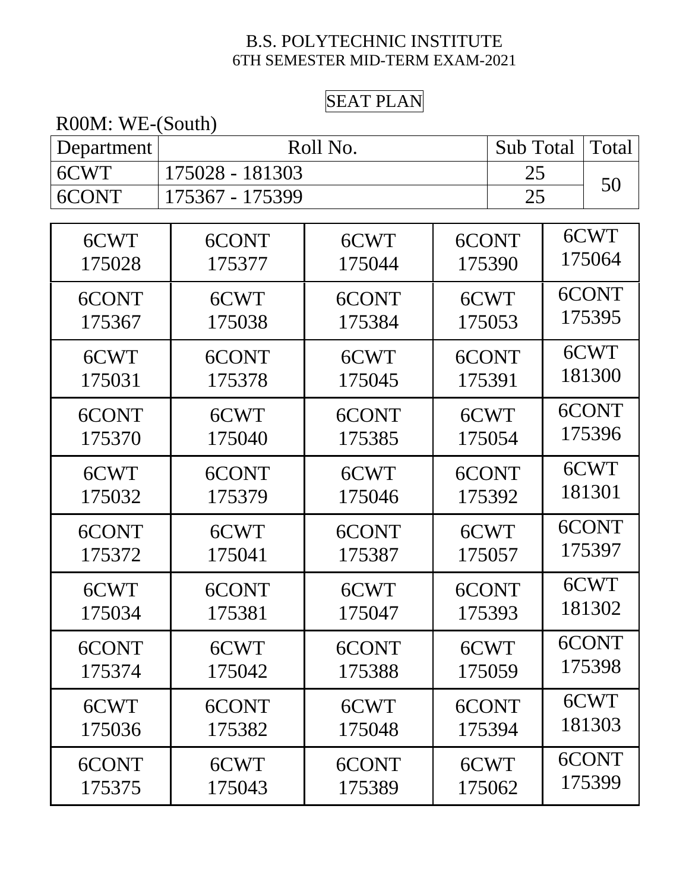B.S. POLYTECHNIC INSTITUTE

6TH SEMESTER MID-TERM EXAM-2021

SEAT PLAN

R00M: WE-(South)

| Department | Roll No. | Sub Total | Total |
|---|---|---|---|
| 6CWT | 175028 - 181303 | 25 | 50 |
| 6CONT | 175367 - 175399 | 25 | |

| | | | | |
|---|---|---|---|---|
| 6CWT 175028 | 6CONT 175377 | 6CWT 175044 | 6CONT 175390 | 6CWT 175064 |
| 6CONT 175367 | 6CWT 175038 | 6CONT 175384 | 6CWT 175053 | 6CONT 175395 |
| 6CWT 175031 | 6CONT 175378 | 6CWT 175045 | 6CONT 175391 | 6CWT 181300 |
| 6CONT 175370 | 6CWT 175040 | 6CONT 175385 | 6CWT 175054 | 6CONT 175396 |
| 6CWT 175032 | 6CONT 175379 | 6CWT 175046 | 6CONT 175392 | 6CWT 181301 |
| 6CONT 175372 | 6CWT 175041 | 6CONT 175387 | 6CWT 175057 | 6CONT 175397 |
| 6CWT 175034 | 6CONT 175381 | 6CWT 175047 | 6CONT 175393 | 6CWT 181302 |
| 6CONT 175374 | 6CWT 175042 | 6CONT 175388 | 6CWT 175059 | 6CONT 175398 |
| 6CWT 175036 | 6CONT 175382 | 6CWT 175048 | 6CONT 175394 | 6CWT 181303 |
| 6CONT 175375 | 6CWT 175043 | 6CONT 175389 | 6CWT 175062 | 6CONT 175399 |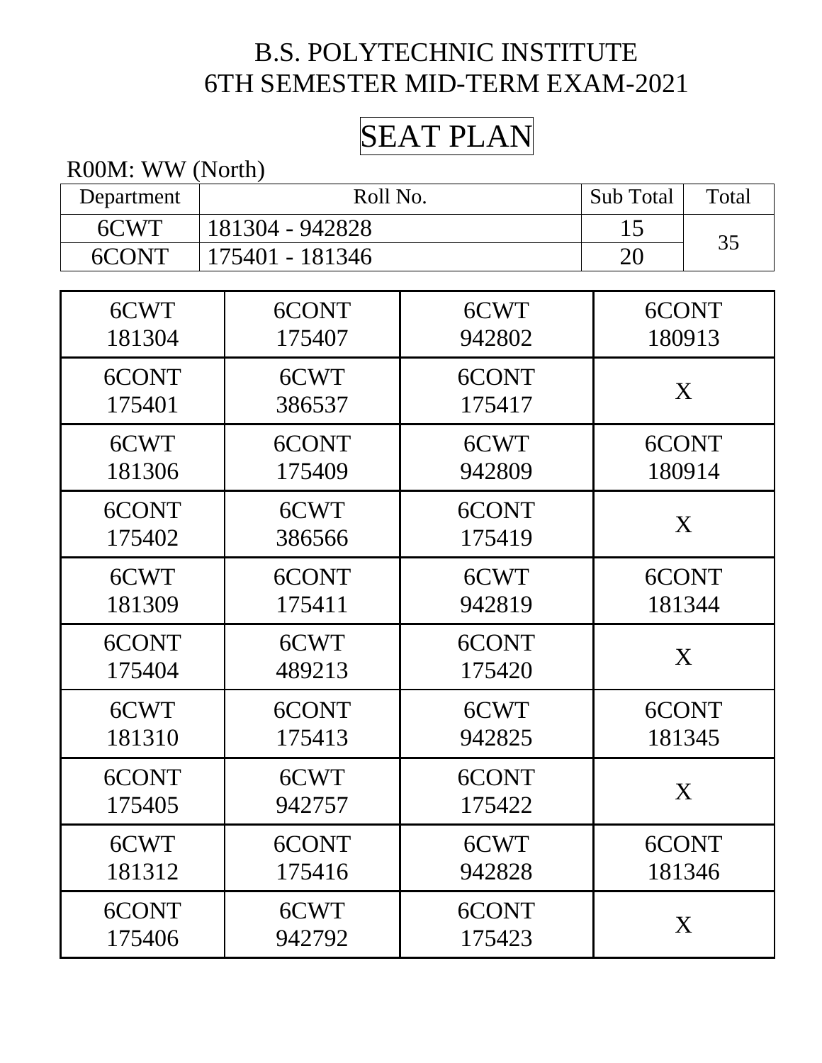# B.S. POLYTECHNIC INSTITUTE
## 6TH SEMESTER MID-TERM EXAM-2021

## SEAT PLAN

R00M: WW (North)

| Department | Roll No. | Sub Total | Total |
|---|---|---|---|
| 6CWT | 181304 - 942828 | 15 | 35 |
| 6CONT | 175401 - 181346 | 20 | |

| | | | |
|---|---|---|---|
| 6CWT 181304 | 6CONT 175407 | 6CWT 942802 | 6CONT 180913 |
| 6CONT 175401 | 6CWT 386537 | 6CONT 175417 | X |
| 6CWT 181306 | 6CONT 175409 | 6CWT 942809 | 6CONT 180914 |
| 6CONT 175402 | 6CWT 386566 | 6CONT 175419 | X |
| 6CWT 181309 | 6CONT 175411 | 6CWT 942819 | 6CONT 181344 |
| 6CONT 175404 | 6CWT 489213 | 6CONT 175420 | X |
| 6CWT 181310 | 6CONT 175413 | 6CWT 942825 | 6CONT 181345 |
| 6CONT 175405 | 6CWT 942757 | 6CONT 175422 | X |
| 6CWT 181312 | 6CONT 175416 | 6CWT 942828 | 6CONT 181346 |
| 6CONT 175406 | 6CWT 942792 | 6CONT 175423 | X |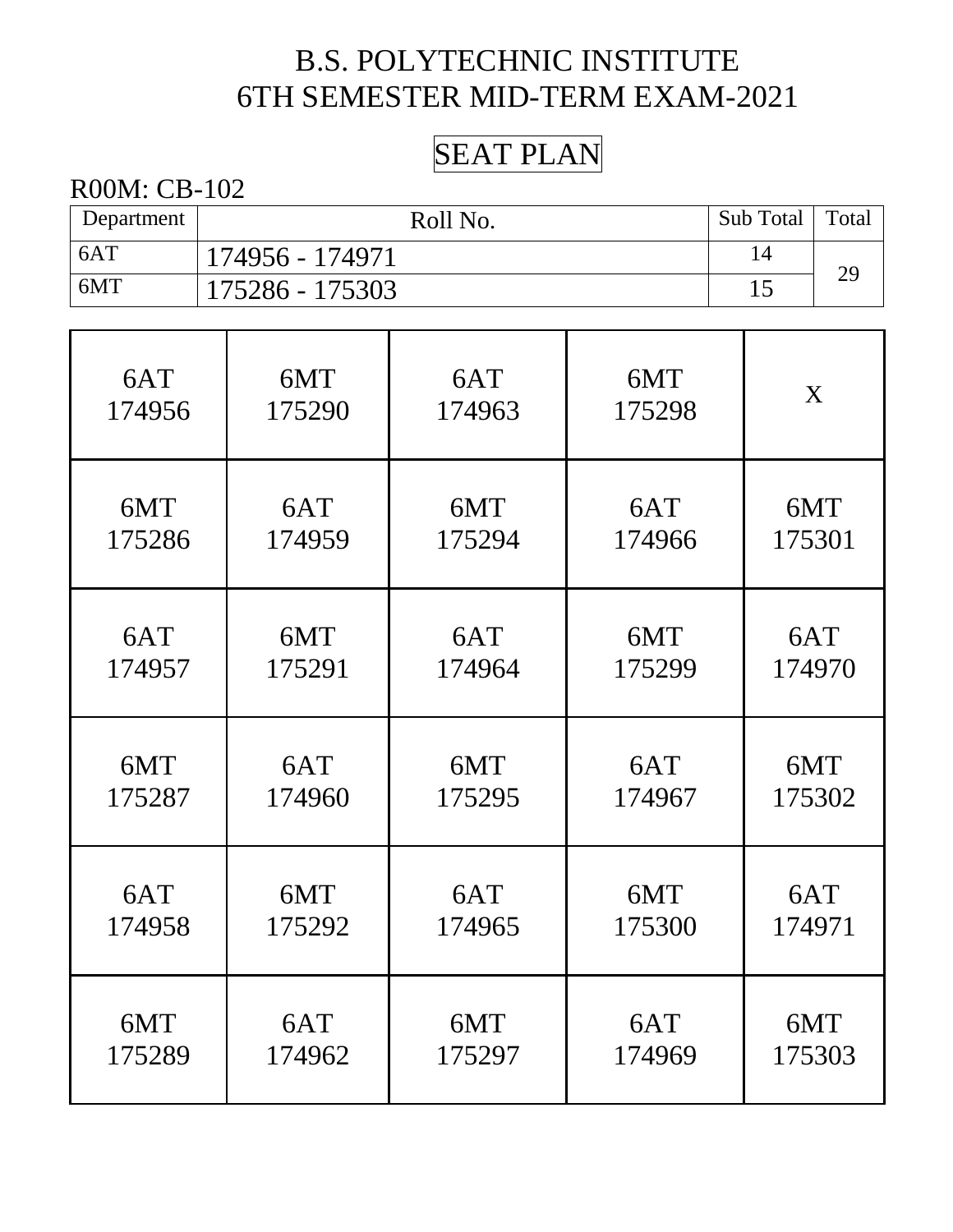# B.S. POLYTECHNIC INSTITUTE
# 6TH SEMESTER MID-TERM EXAM-2021

## SEAT PLAN

R00M: CB-102

| Department | Roll No. | Sub Total | Total |
|---|---|---|---|
| 6AT | 174956 - 174971 | 14 | 29 |
| 6MT | 175286 - 175303 | 15 | |

| | | | | |
|---|---|---|---|---|
| 6AT 174956 | 6MT 175290 | 6AT 174963 | 6MT 175298 | X |
| 6MT 175286 | 6AT 174959 | 6MT 175294 | 6AT 174966 | 6MT 175301 |
| 6AT 174957 | 6MT 175291 | 6AT 174964 | 6MT 175299 | 6AT 174970 |
| 6MT 175287 | 6AT 174960 | 6MT 175295 | 6AT 174967 | 6MT 175302 |
| 6AT 174958 | 6MT 175292 | 6AT 174965 | 6MT 175300 | 6AT 174971 |
| 6MT 175289 | 6AT 174962 | 6MT 175297 | 6AT 174969 | 6MT 175303 |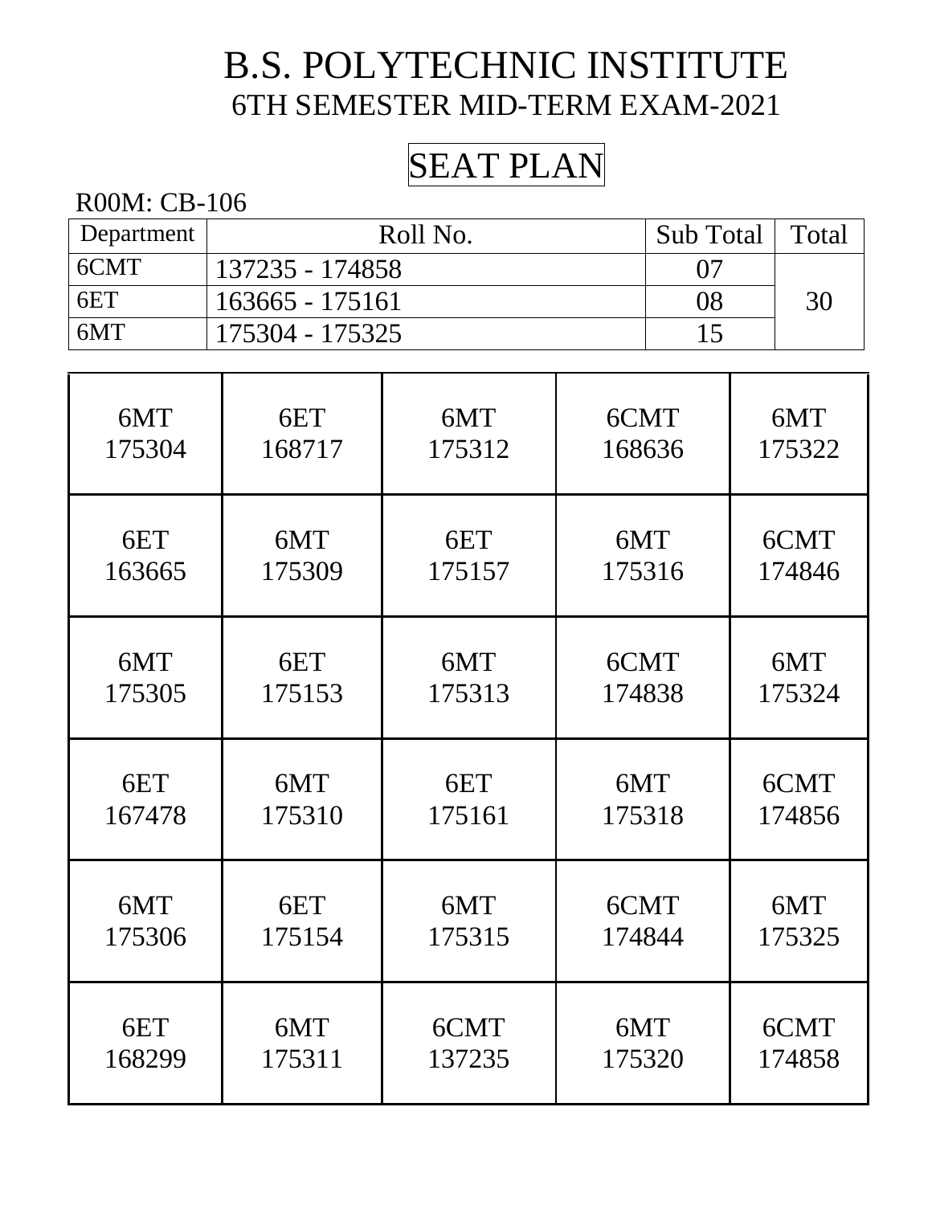# B.S. POLYTECHNIC INSTITUTE

## 6TH SEMESTER MID-TERM EXAM-2021

## SEAT PLAN

R00M: CB-106

| Department | Roll No. | Sub Total | Total |
|---|---|---|---|
| 6CMT | 137235 - 174858 | 07 | 30 |
| 6ET | 163665 - 175161 | 08 | |
| 6MT | 175304 - 175325 | 15 | |

| | | | | |
|---|---|---|---|---|
| 6MT 175304 | 6ET 168717 | 6MT 175312 | 6CMT 168636 | 6MT 175322 |
| 6ET 163665 | 6MT 175309 | 6ET 175157 | 6MT 175316 | 6CMT 174846 |
| 6MT 175305 | 6ET 175153 | 6MT 175313 | 6CMT 174838 | 6MT 175324 |
| 6ET 167478 | 6MT 175310 | 6ET 175161 | 6MT 175318 | 6CMT 174856 |
| 6MT 175306 | 6ET 175154 | 6MT 175315 | 6CMT 174844 | 6MT 175325 |
| 6ET 168299 | 6MT 175311 | 6CMT 137235 | 6MT 175320 | 6CMT 174858 |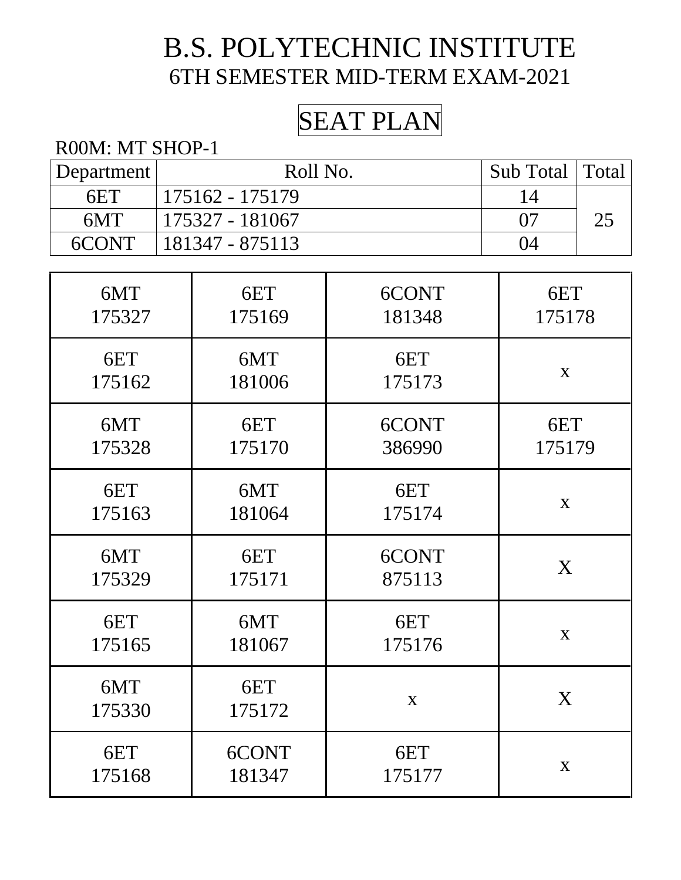# B.S. POLYTECHNIC INSTITUTE

## 6TH SEMESTER MID-TERM EXAM-2021

## SEAT PLAN

R00M: MT SHOP-1

| Department | Roll No. | Sub Total | Total |
|---|---|---|---|
| 6ET | 175162 - 175179 | 14 | 25 |
| 6MT | 175327 - 181067 | 07 | |
| 6CONT | 181347 - 875113 | 04 | |

| | | | |
|---|---|---|---|
| 6MT 175327 | 6ET 175169 | 6CONT 181348 | 6ET 175178 |
| 6ET 175162 | 6MT 181006 | 6ET 175173 | x |
| 6MT 175328 | 6ET 175170 | 6CONT 386990 | 6ET 175179 |
| 6ET 175163 | 6MT 181064 | 6ET 175174 | x |
| 6MT 175329 | 6ET 175171 | 6CONT 875113 | X |
| 6ET 175165 | 6MT 181067 | 6ET 175176 | x |
| 6MT 175330 | 6ET 175172 | x | X |
| 6ET 175168 | 6CONT 181347 | 6ET 175177 | x |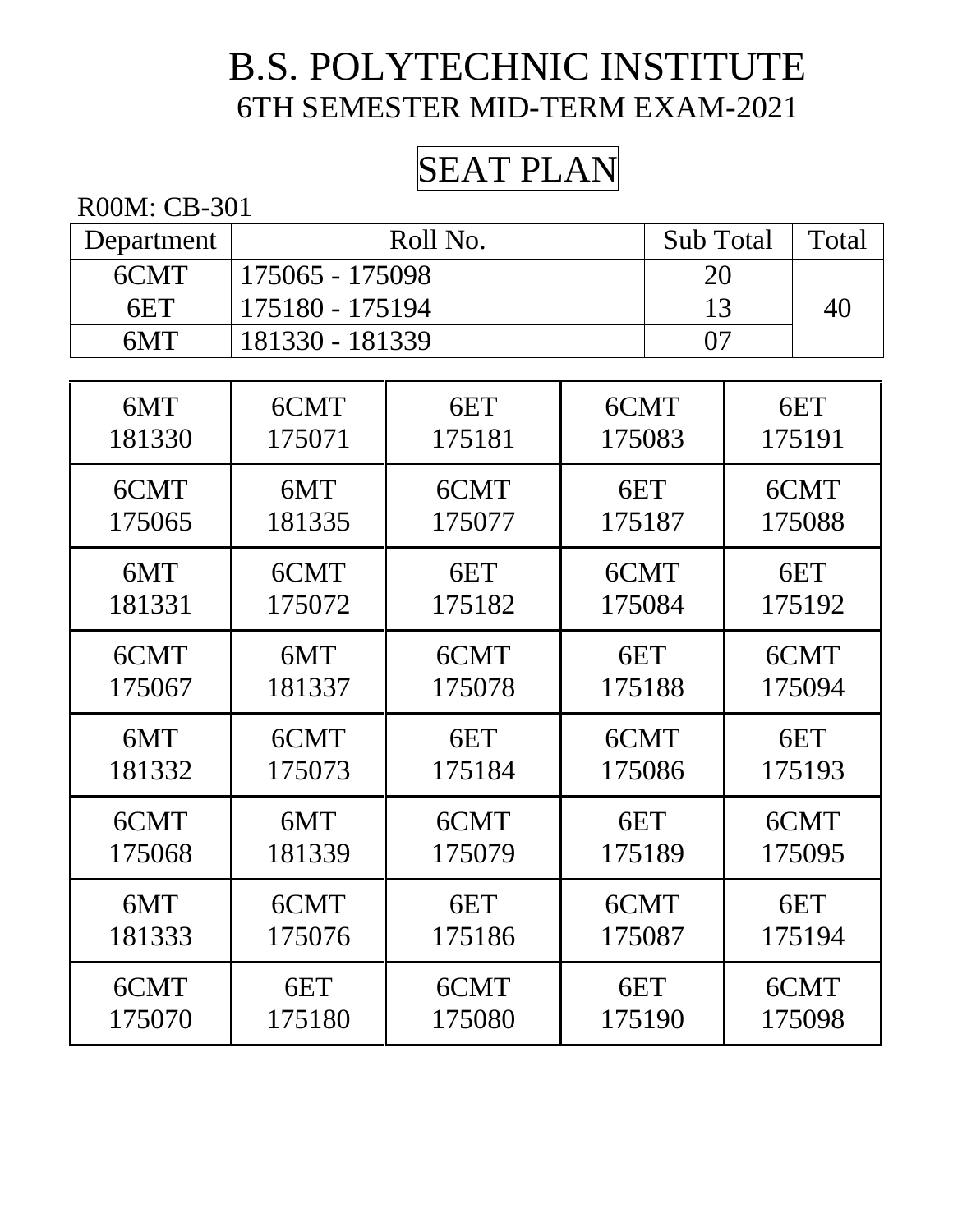# B.S. POLYTECHNIC INSTITUTE

## 6TH SEMESTER MID-TERM EXAM-2021

## SEAT PLAN

R00M: CB-301

| Department | Roll No. | Sub Total | Total |
|---|---|---|---|
| 6CMT | 175065 - 175098 | 20 | 40 |
| 6ET | 175180 - 175194 | 13 | |
| 6MT | 181330 - 181339 | 07 | |

| | | | | |
|---|---|---|---|---|
| 6MT 181330 | 6CMT 175071 | 6ET 175181 | 6CMT 175083 | 6ET 175191 |
| 6CMT 175065 | 6MT 181335 | 6CMT 175077 | 6ET 175187 | 6CMT 175088 |
| 6MT 181331 | 6CMT 175072 | 6ET 175182 | 6CMT 175084 | 6ET 175192 |
| 6CMT 175067 | 6MT 181337 | 6CMT 175078 | 6ET 175188 | 6CMT 175094 |
| 6MT 181332 | 6CMT 175073 | 6ET 175184 | 6CMT 175086 | 6ET 175193 |
| 6CMT 175068 | 6MT 181339 | 6CMT 175079 | 6ET 175189 | 6CMT 175095 |
| 6MT 181333 | 6CMT 175076 | 6ET 175186 | 6CMT 175087 | 6ET 175194 |
| 6CMT 175070 | 6ET 175180 | 6CMT 175080 | 6ET 175190 | 6CMT 175098 |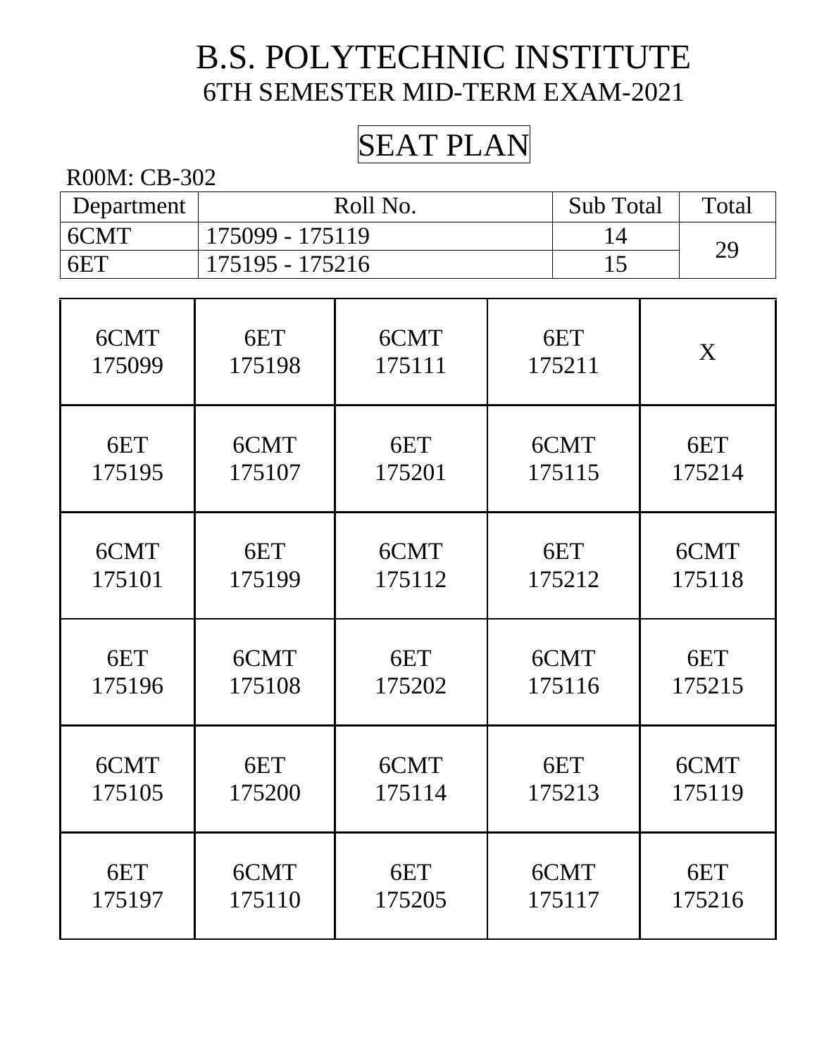# B.S. POLYTECHNIC INSTITUTE

## 6TH SEMESTER MID-TERM EXAM-2021

## SEAT PLAN

R00M: CB-302

| Department | Roll No. | Sub Total | Total |
|---|---|---|---|
| 6CMT | 175099 - 175119 | 14 | 29 |
| 6ET | 175195 - 175216 | 15 | |

| | | | | |
|---|---|---|---|---|
| 6CMT 175099 | 6ET 175198 | 6CMT 175111 | 6ET 175211 | X |
| 6ET 175195 | 6CMT 175107 | 6ET 175201 | 6CMT 175115 | 6ET 175214 |
| 6CMT 175101 | 6ET 175199 | 6CMT 175112 | 6ET 175212 | 6CMT 175118 |
| 6ET 175196 | 6CMT 175108 | 6ET 175202 | 6CMT 175116 | 6ET 175215 |
| 6CMT 175105 | 6ET 175200 | 6CMT 175114 | 6ET 175213 | 6CMT 175119 |
| 6ET 175197 | 6CMT 175110 | 6ET 175205 | 6CMT 175117 | 6ET 175216 |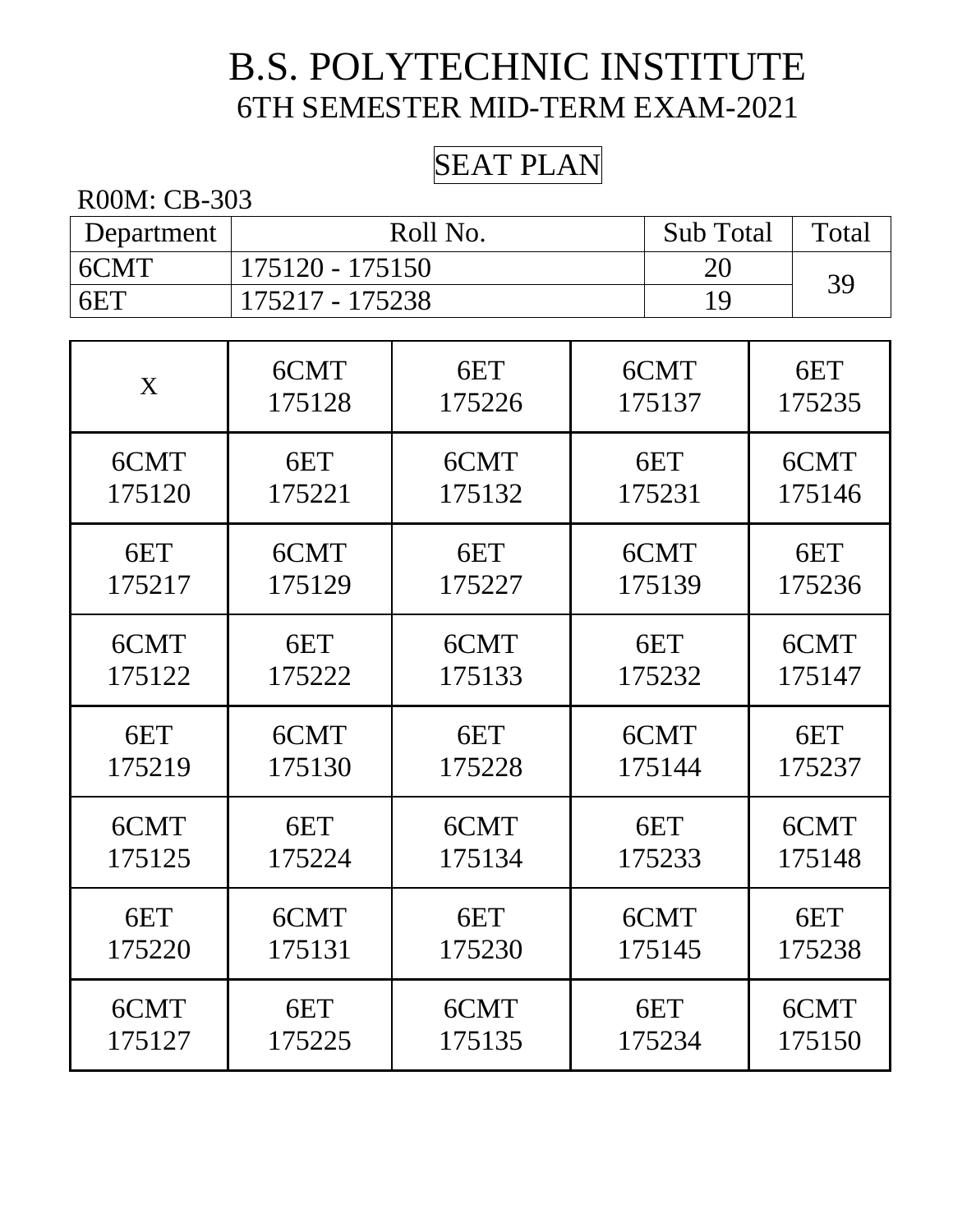# B.S. POLYTECHNIC INSTITUTE

## 6TH SEMESTER MID-TERM EXAM-2021

### SEAT PLAN

R00M: CB-303

| Department | Roll No. | Sub Total | Total |
|---|---|---|---|
| 6CMT | 175120 - 175150 | 20 | 39 |
| 6ET | 175217 - 175238 | 19 | |

| | | | | |
|---|---|---|---|---|
| X | 6CMT 175128 | 6ET 175226 | 6CMT 175137 | 6ET 175235 |
| 6CMT 175120 | 6ET 175221 | 6CMT 175132 | 6ET 175231 | 6CMT 175146 |
| 6ET 175217 | 6CMT 175129 | 6ET 175227 | 6CMT 175139 | 6ET 175236 |
| 6CMT 175122 | 6ET 175222 | 6CMT 175133 | 6ET 175232 | 6CMT 175147 |
| 6ET 175219 | 6CMT 175130 | 6ET 175228 | 6CMT 175144 | 6ET 175237 |
| 6CMT 175125 | 6ET 175224 | 6CMT 175134 | 6ET 175233 | 6CMT 175148 |
| 6ET 175220 | 6CMT 175131 | 6ET 175230 | 6CMT 175145 | 6ET 175238 |
| 6CMT 175127 | 6ET 175225 | 6CMT 175135 | 6ET 175234 | 6CMT 175150 |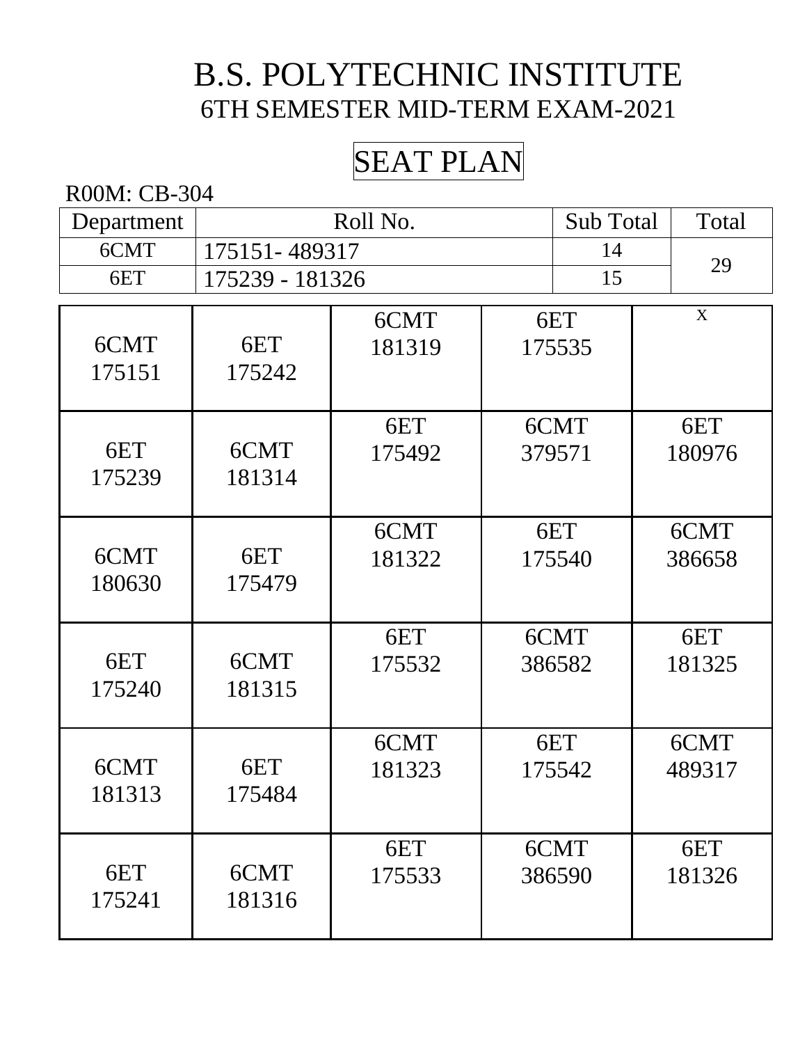# B.S. POLYTECHNIC INSTITUTE

## 6TH SEMESTER MID-TERM EXAM-2021

## SEAT PLAN

R00M: CB-304

| Department | Roll No. | Sub Total | Total |
|---|---|---|---|
| 6CMT | 175151- 489317 | 14 | 29 |
| 6ET | 175239 - 181326 | 15 | |

| | | | | |
|---|---|---|---|---|
| 6CMT 175151 | 6ET 175242 | 6CMT 181319 | 6ET 175535 | X |
| 6ET 175239 | 6CMT 181314 | 6ET 175492 | 6CMT 379571 | 6ET 180976 |
| 6CMT 180630 | 6ET 175479 | 6CMT 181322 | 6ET 175540 | 6CMT 386658 |
| 6ET 175240 | 6CMT 181315 | 6ET 175532 | 6CMT 386582 | 6ET 181325 |
| 6CMT 181313 | 6ET 175484 | 6CMT 181323 | 6ET 175542 | 6CMT 489317 |
| 6ET 175241 | 6CMT 181316 | 6ET 175533 | 6CMT 386590 | 6ET 181326 |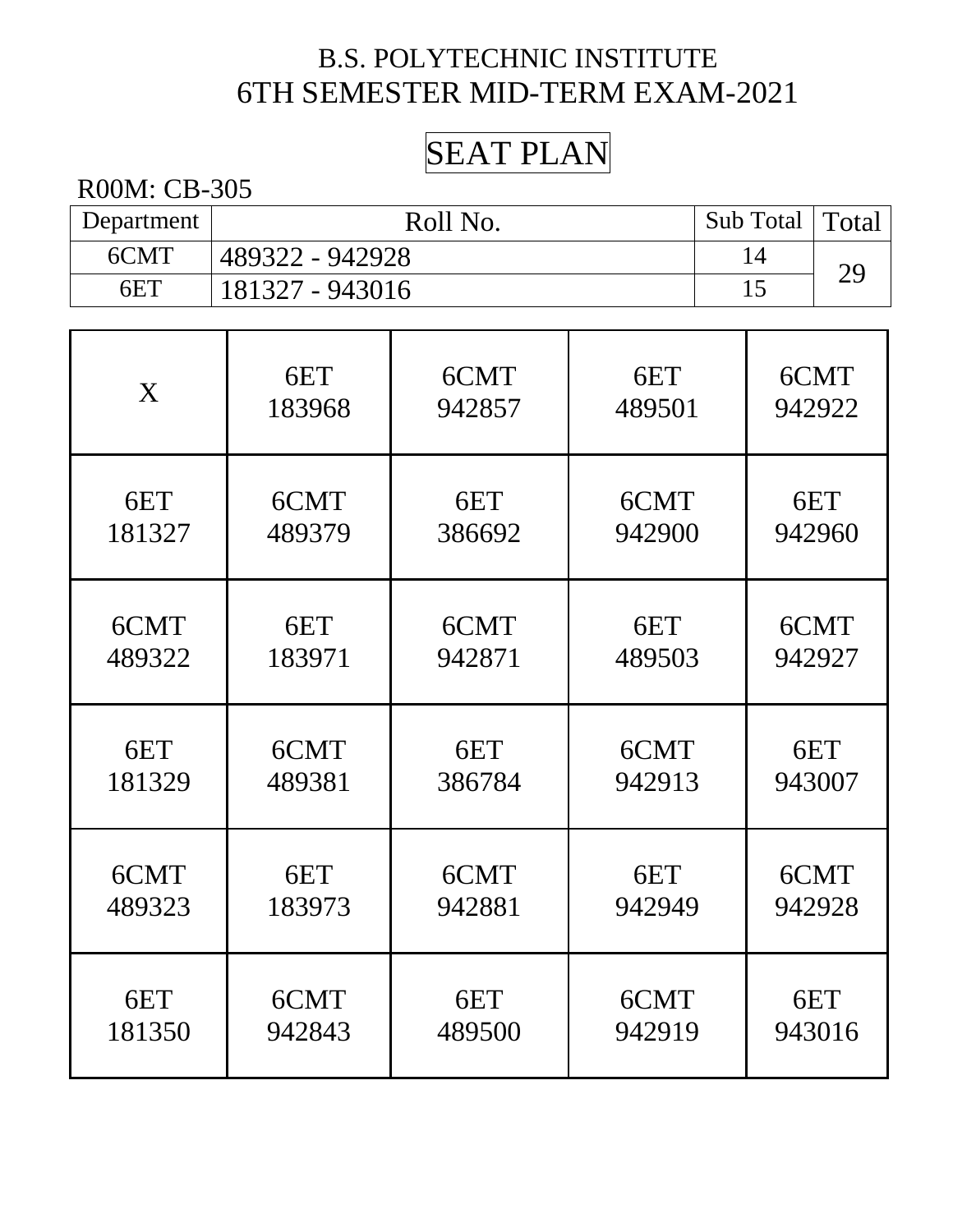# B.S. POLYTECHNIC INSTITUTE

## 6TH SEMESTER MID-TERM EXAM-2021

## SEAT PLAN

R00M: CB-305

| Department | Roll No. | Sub Total | Total |
|---|---|---|---|
| 6CMT | 489322 - 942928 | 14 | 29 |
| 6ET | 181327 - 943016 | 15 | |

| | | | | |
|---|---|---|---|---|
| X | 6ET 183968 | 6CMT 942857 | 6ET 489501 | 6CMT 942922 |
| 6ET 181327 | 6CMT 489379 | 6ET 386692 | 6CMT 942900 | 6ET 942960 |
| 6CMT 489322 | 6ET 183971 | 6CMT 942871 | 6ET 489503 | 6CMT 942927 |
| 6ET 181329 | 6CMT 489381 | 6ET 386784 | 6CMT 942913 | 6ET 943007 |
| 6CMT 489323 | 6ET 183973 | 6CMT 942881 | 6ET 942949 | 6CMT 942928 |
| 6ET 181350 | 6CMT 942843 | 6ET 489500 | 6CMT 942919 | 6ET 943016 |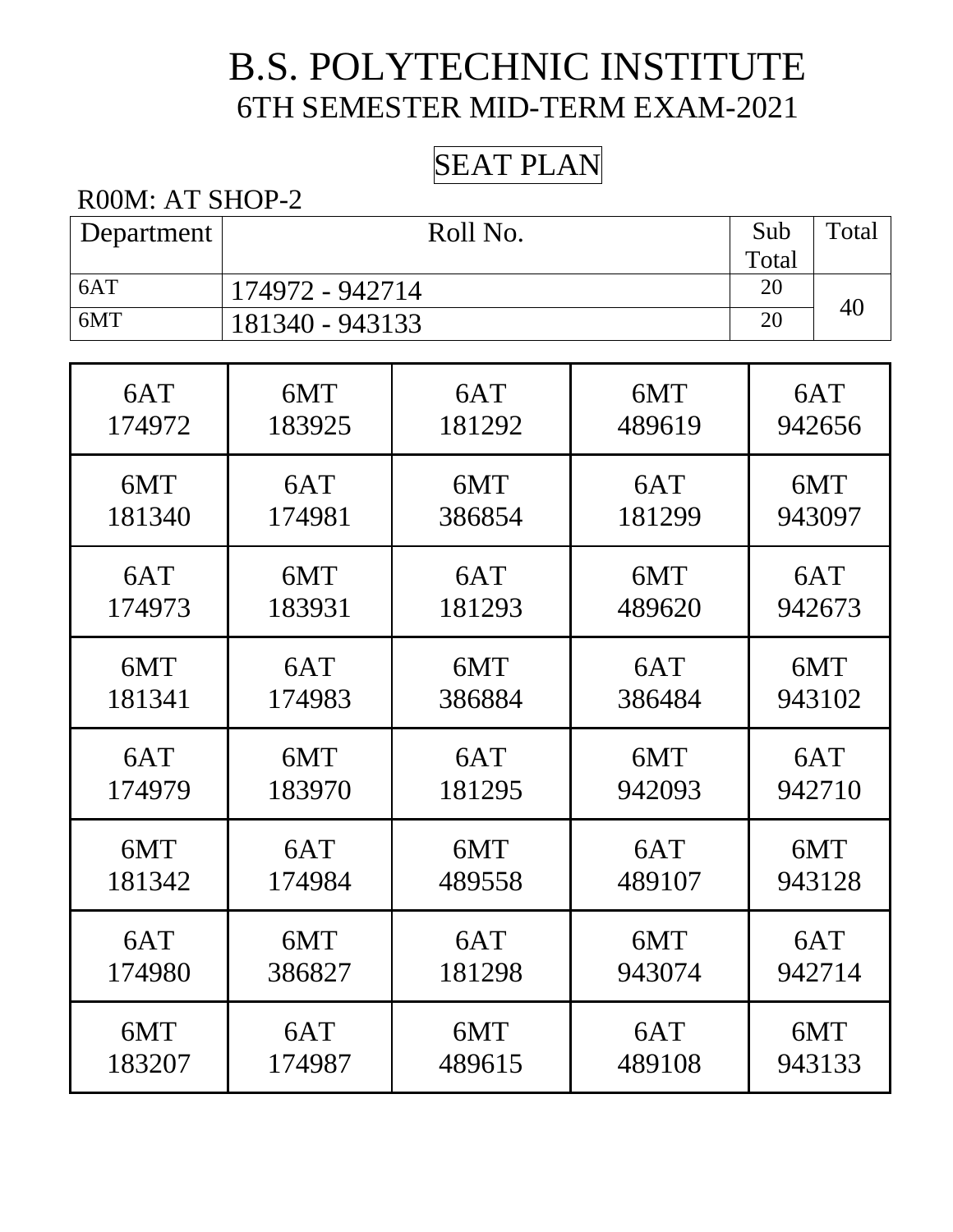# B.S. POLYTECHNIC INSTITUTE

## 6TH SEMESTER MID-TERM EXAM-2021

### SEAT PLAN

R00M: AT SHOP-2

| Department | Roll No. | Sub Total | Total |
|---|---|---|---|
| 6AT | 174972 - 942714 | 20 | 40 |
| 6MT | 181340 - 943133 | 20 | |

| | | | | |
|---|---|---|---|---|
| 6AT 174972 | 6MT 183925 | 6AT 181292 | 6MT 489619 | 6AT 942656 |
| 6MT 181340 | 6AT 174981 | 6MT 386854 | 6AT 181299 | 6MT 943097 |
| 6AT 174973 | 6MT 183931 | 6AT 181293 | 6MT 489620 | 6AT 942673 |
| 6MT 181341 | 6AT 174983 | 6MT 386884 | 6AT 386484 | 6MT 943102 |
| 6AT 174979 | 6MT 183970 | 6AT 181295 | 6MT 942093 | 6AT 942710 |
| 6MT 181342 | 6AT 174984 | 6MT 489558 | 6AT 489107 | 6MT 943128 |
| 6AT 174980 | 6MT 386827 | 6AT 181298 | 6MT 943074 | 6AT 942714 |
| 6MT 183207 | 6AT 174987 | 6MT 489615 | 6AT 489108 | 6MT 943133 |